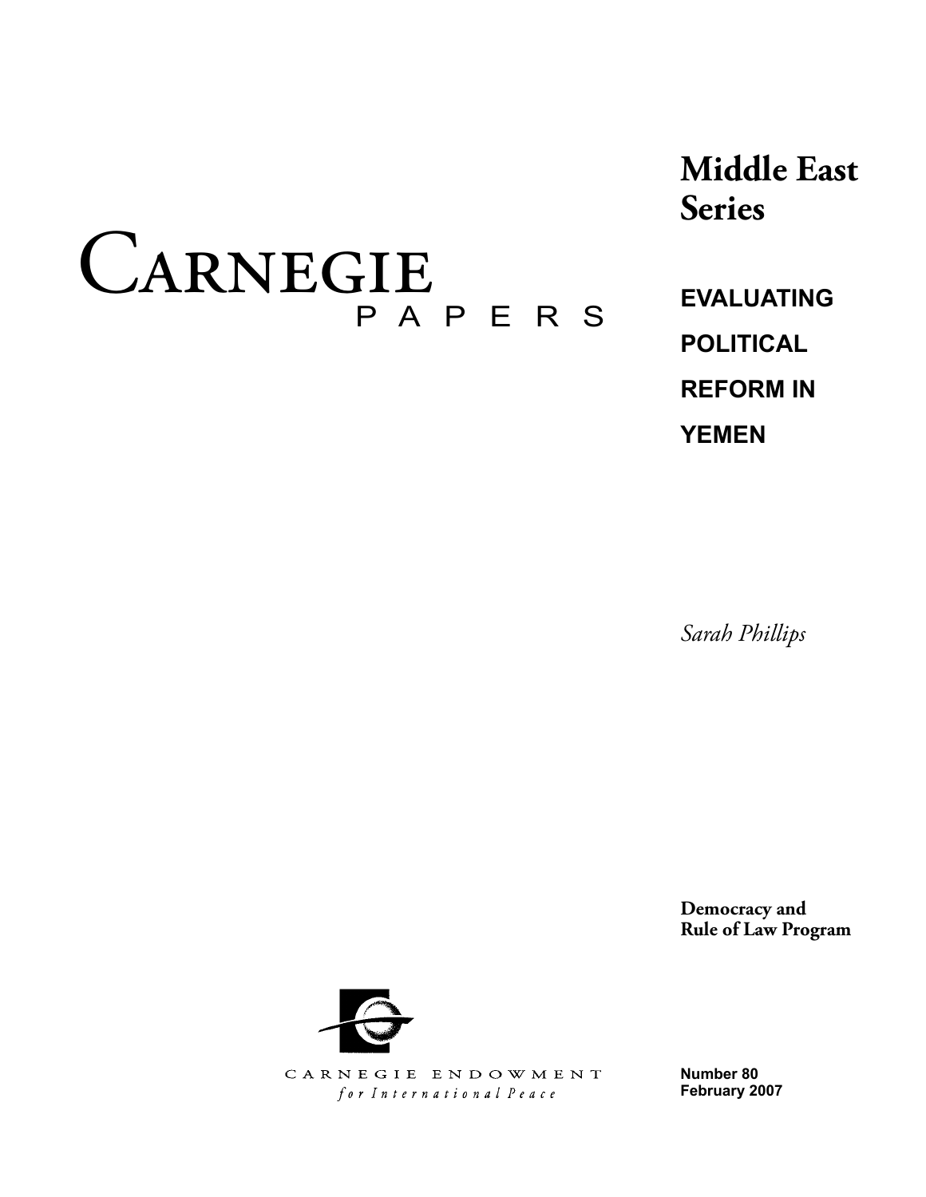# CARNEGIE PAPERS

## Middle East Series

# EVALUATING POLITICAL REFORM IN YEMEN

*Sarah Phillips*

**Democracy and Rule of Law Program**

CARNEGIE ENDOWMENT
*for International Peace*

**Number 80**
**February 2007**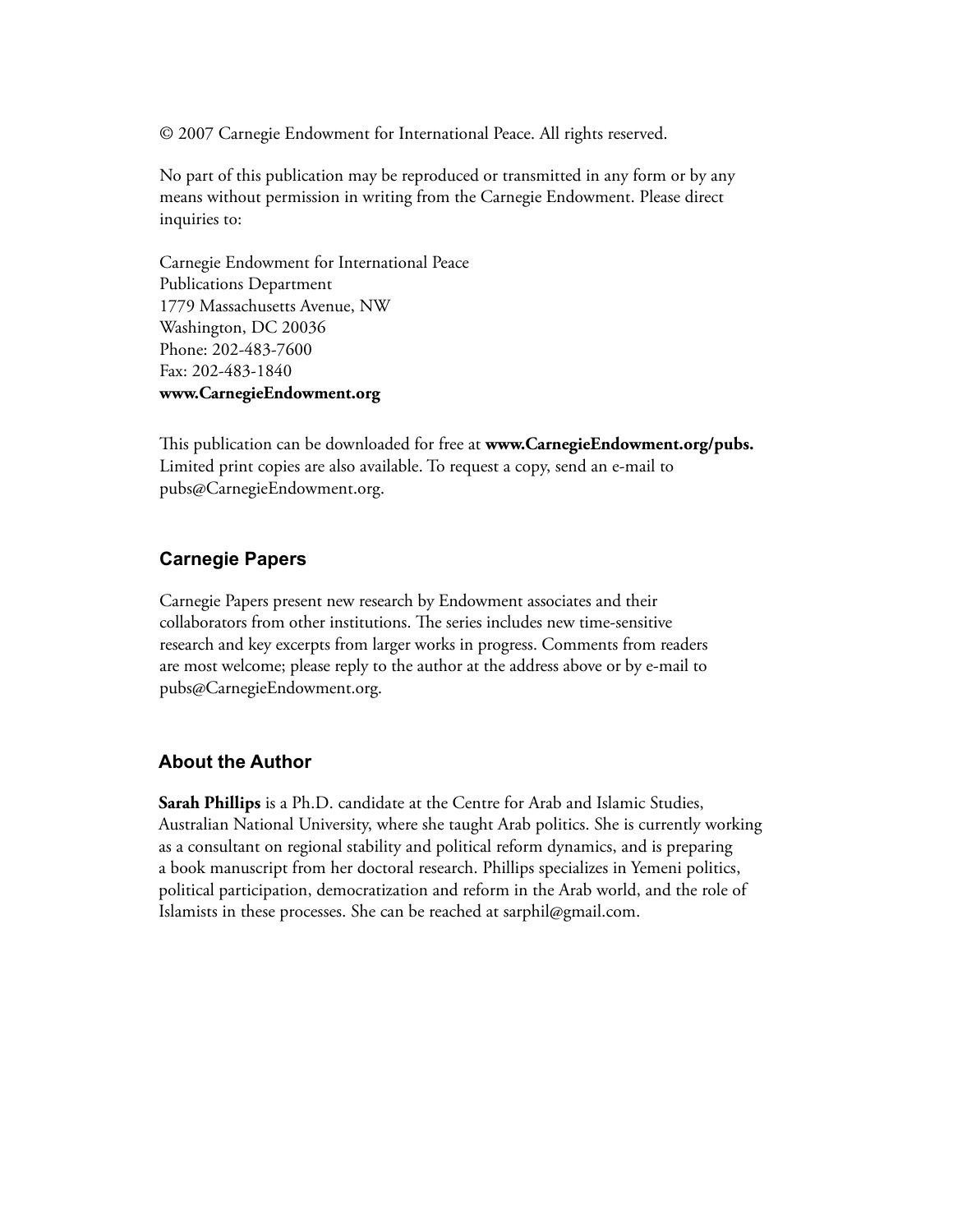© 2007 Carnegie Endowment for International Peace. All rights reserved.

No part of this publication may be reproduced or transmitted in any form or by any means without permission in writing from the Carnegie Endowment. Please direct inquiries to:

Carnegie Endowment for International Peace
Publications Department
1779 Massachusetts Avenue, NW
Washington, DC 20036
Phone: 202-483-7600
Fax: 202-483-1840
**www.CarnegieEndowment.org**

This publication can be downloaded for free at **www.CarnegieEndowment.org/pubs.** Limited print copies are also available. To request a copy, send an e-mail to pubs@CarnegieEndowment.org.

## Carnegie Papers

Carnegie Papers present new research by Endowment associates and their collaborators from other institutions. The series includes new time-sensitive research and key excerpts from larger works in progress. Comments from readers are most welcome; please reply to the author at the address above or by e-mail to pubs@CarnegieEndowment.org.

## About the Author

**Sarah Phillips** is a Ph.D. candidate at the Centre for Arab and Islamic Studies, Australian National University, where she taught Arab politics. She is currently working as a consultant on regional stability and political reform dynamics, and is preparing a book manuscript from her doctoral research. Phillips specializes in Yemeni politics, political participation, democratization and reform in the Arab world, and the role of Islamists in these processes. She can be reached at sarphil@gmail.com.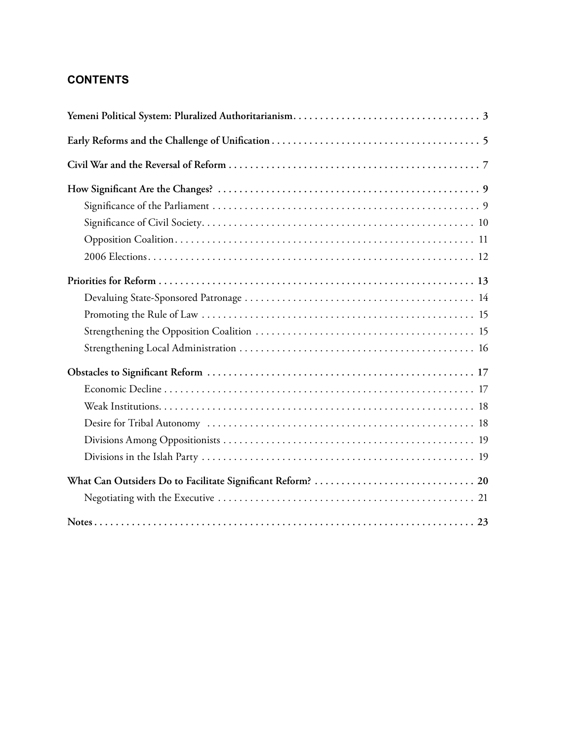## CONTENTS

**Yemeni Political System: Pluralized Authoritarianism** . . . . . . . . . . . . . . . . . . . . . . . . . . . . . . . . . . . 3

**Early Reforms and the Challenge of Unification** . . . . . . . . . . . . . . . . . . . . . . . . . . . . . . . . . . . . . . 5

**Civil War and the Reversal of Reform** . . . . . . . . . . . . . . . . . . . . . . . . . . . . . . . . . . . . . . . . . . . . . . . 7

**How Significant Are the Changes?** . . . . . . . . . . . . . . . . . . . . . . . . . . . . . . . . . . . . . . . . . . . . . . . . . 9

- Significance of the Parliament . . . . . . . . . . . . . . . . . . . . . . . . . . . . . . . . . . . . . . . . . . . . . . . . . . . 9
- Significance of Civil Society. . . . . . . . . . . . . . . . . . . . . . . . . . . . . . . . . . . . . . . . . . . . . . . . . . . . 10
- Opposition Coalition. . . . . . . . . . . . . . . . . . . . . . . . . . . . . . . . . . . . . . . . . . . . . . . . . . . . . . . . . 11
- 2006 Elections. . . . . . . . . . . . . . . . . . . . . . . . . . . . . . . . . . . . . . . . . . . . . . . . . . . . . . . . . . . . . . 12

**Priorities for Reform** . . . . . . . . . . . . . . . . . . . . . . . . . . . . . . . . . . . . . . . . . . . . . . . . . . . . . . . . . . . 13

- Devaluing State-Sponsored Patronage . . . . . . . . . . . . . . . . . . . . . . . . . . . . . . . . . . . . . . . . . . . 14
- Promoting the Rule of Law . . . . . . . . . . . . . . . . . . . . . . . . . . . . . . . . . . . . . . . . . . . . . . . . . . . . 15
- Strengthening the Opposition Coalition . . . . . . . . . . . . . . . . . . . . . . . . . . . . . . . . . . . . . . . . . 15
- Strengthening Local Administration . . . . . . . . . . . . . . . . . . . . . . . . . . . . . . . . . . . . . . . . . . . . 16

**Obstacles to Significant Reform** . . . . . . . . . . . . . . . . . . . . . . . . . . . . . . . . . . . . . . . . . . . . . . . . . . 17

- Economic Decline . . . . . . . . . . . . . . . . . . . . . . . . . . . . . . . . . . . . . . . . . . . . . . . . . . . . . . . . . . . 17
- Weak Institutions. . . . . . . . . . . . . . . . . . . . . . . . . . . . . . . . . . . . . . . . . . . . . . . . . . . . . . . . . . . . 18
- Desire for Tribal Autonomy . . . . . . . . . . . . . . . . . . . . . . . . . . . . . . . . . . . . . . . . . . . . . . . . . . . 18
- Divisions Among Oppositionists . . . . . . . . . . . . . . . . . . . . . . . . . . . . . . . . . . . . . . . . . . . . . . . 19
- Divisions in the Islah Party . . . . . . . . . . . . . . . . . . . . . . . . . . . . . . . . . . . . . . . . . . . . . . . . . . . . 19

**What Can Outsiders Do to Facilitate Significant Reform?** . . . . . . . . . . . . . . . . . . . . . . . . . . . . . . 20

- Negotiating with the Executive . . . . . . . . . . . . . . . . . . . . . . . . . . . . . . . . . . . . . . . . . . . . . . . . . 21

**Notes** . . . . . . . . . . . . . . . . . . . . . . . . . . . . . . . . . . . . . . . . . . . . . . . . . . . . . . . . . . . . . . . . . . . . . . . . 23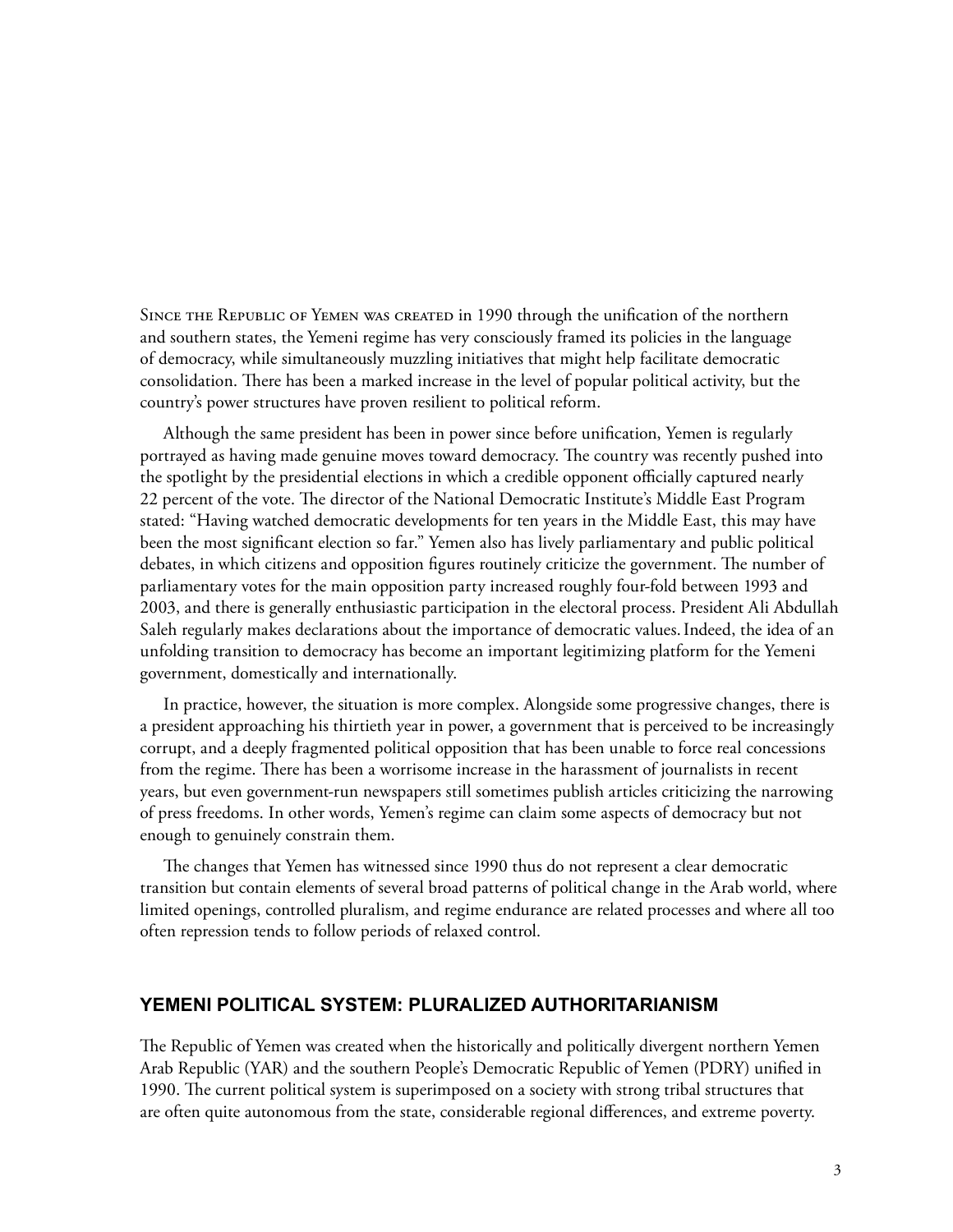Since the Republic of Yemen was created in 1990 through the unification of the northern and southern states, the Yemeni regime has very consciously framed its policies in the language of democracy, while simultaneously muzzling initiatives that might help facilitate democratic consolidation. There has been a marked increase in the level of popular political activity, but the country's power structures have proven resilient to political reform.

Although the same president has been in power since before unification, Yemen is regularly portrayed as having made genuine moves toward democracy. The country was recently pushed into the spotlight by the presidential elections in which a credible opponent officially captured nearly 22 percent of the vote. The director of the National Democratic Institute's Middle East Program stated: "Having watched democratic developments for ten years in the Middle East, this may have been the most significant election so far." Yemen also has lively parliamentary and public political debates, in which citizens and opposition figures routinely criticize the government. The number of parliamentary votes for the main opposition party increased roughly four-fold between 1993 and 2003, and there is generally enthusiastic participation in the electoral process. President Ali Abdullah Saleh regularly makes declarations about the importance of democratic values. Indeed, the idea of an unfolding transition to democracy has become an important legitimizing platform for the Yemeni government, domestically and internationally.

In practice, however, the situation is more complex. Alongside some progressive changes, there is a president approaching his thirtieth year in power, a government that is perceived to be increasingly corrupt, and a deeply fragmented political opposition that has been unable to force real concessions from the regime. There has been a worrisome increase in the harassment of journalists in recent years, but even government-run newspapers still sometimes publish articles criticizing the narrowing of press freedoms. In other words, Yemen's regime can claim some aspects of democracy but not enough to genuinely constrain them.

The changes that Yemen has witnessed since 1990 thus do not represent a clear democratic transition but contain elements of several broad patterns of political change in the Arab world, where limited openings, controlled pluralism, and regime endurance are related processes and where all too often repression tends to follow periods of relaxed control.

## YEMENI POLITICAL SYSTEM: PLURALIZED AUTHORITARIANISM

The Republic of Yemen was created when the historically and politically divergent northern Yemen Arab Republic (YAR) and the southern People's Democratic Republic of Yemen (PDRY) unified in 1990. The current political system is superimposed on a society with strong tribal structures that are often quite autonomous from the state, considerable regional differences, and extreme poverty.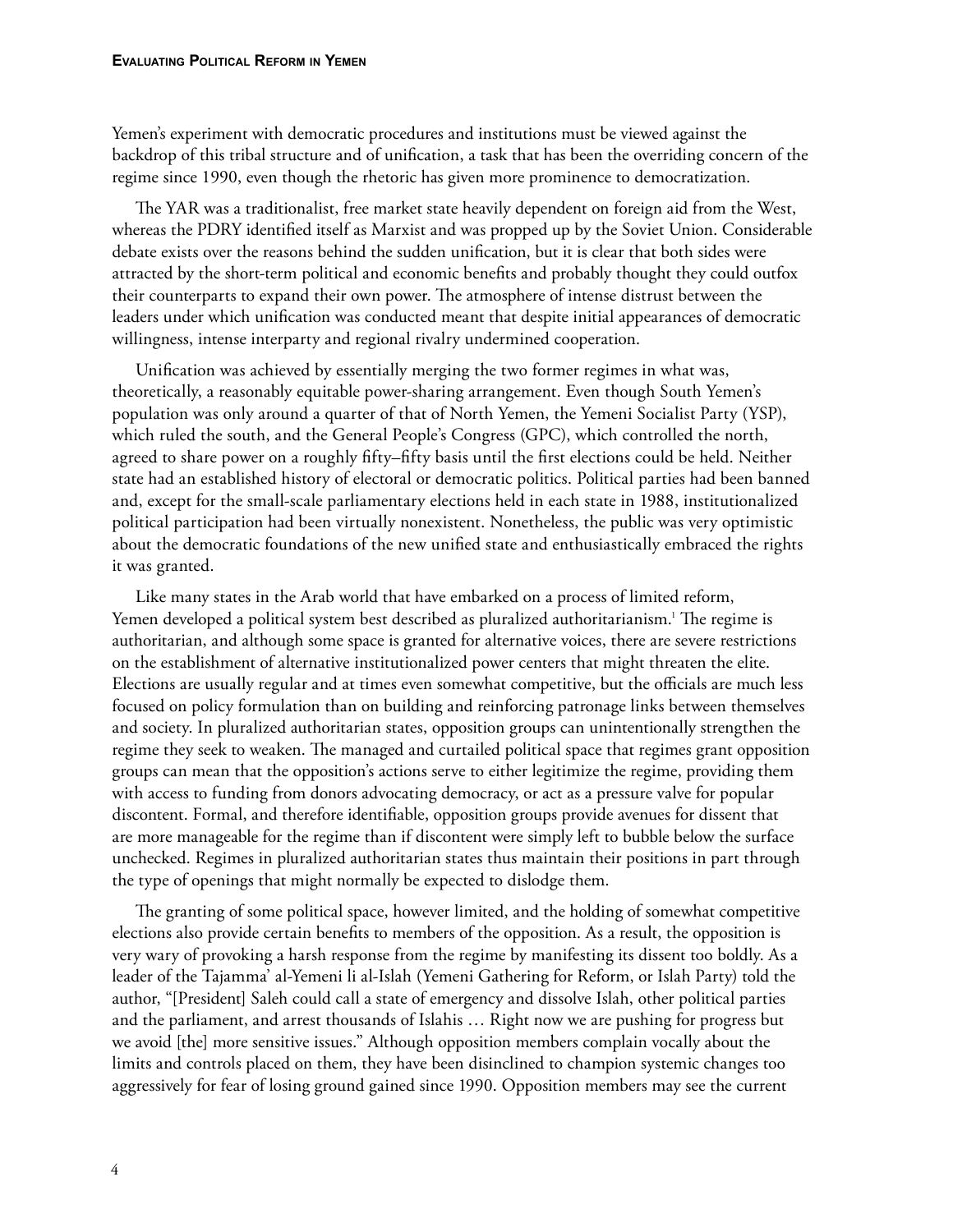Yemen's experiment with democratic procedures and institutions must be viewed against the backdrop of this tribal structure and of unification, a task that has been the overriding concern of the regime since 1990, even though the rhetoric has given more prominence to democratization.

The YAR was a traditionalist, free market state heavily dependent on foreign aid from the West, whereas the PDRY identified itself as Marxist and was propped up by the Soviet Union. Considerable debate exists over the reasons behind the sudden unification, but it is clear that both sides were attracted by the short-term political and economic benefits and probably thought they could outfox their counterparts to expand their own power. The atmosphere of intense distrust between the leaders under which unification was conducted meant that despite initial appearances of democratic willingness, intense interparty and regional rivalry undermined cooperation.

Unification was achieved by essentially merging the two former regimes in what was, theoretically, a reasonably equitable power-sharing arrangement. Even though South Yemen's population was only around a quarter of that of North Yemen, the Yemeni Socialist Party (YSP), which ruled the south, and the General People's Congress (GPC), which controlled the north, agreed to share power on a roughly fifty–fifty basis until the first elections could be held. Neither state had an established history of electoral or democratic politics. Political parties had been banned and, except for the small-scale parliamentary elections held in each state in 1988, institutionalized political participation had been virtually nonexistent. Nonetheless, the public was very optimistic about the democratic foundations of the new unified state and enthusiastically embraced the rights it was granted.

Like many states in the Arab world that have embarked on a process of limited reform, Yemen developed a political system best described as pluralized authoritarianism.[1] The regime is authoritarian, and although some space is granted for alternative voices, there are severe restrictions on the establishment of alternative institutionalized power centers that might threaten the elite. Elections are usually regular and at times even somewhat competitive, but the officials are much less focused on policy formulation than on building and reinforcing patronage links between themselves and society. In pluralized authoritarian states, opposition groups can unintentionally strengthen the regime they seek to weaken. The managed and curtailed political space that regimes grant opposition groups can mean that the opposition's actions serve to either legitimize the regime, providing them with access to funding from donors advocating democracy, or act as a pressure valve for popular discontent. Formal, and therefore identifiable, opposition groups provide avenues for dissent that are more manageable for the regime than if discontent were simply left to bubble below the surface unchecked. Regimes in pluralized authoritarian states thus maintain their positions in part through the type of openings that might normally be expected to dislodge them.

The granting of some political space, however limited, and the holding of somewhat competitive elections also provide certain benefits to members of the opposition. As a result, the opposition is very wary of provoking a harsh response from the regime by manifesting its dissent too boldly. As a leader of the Tajamma' al-Yemeni li al-Islah (Yemeni Gathering for Reform, or Islah Party) told the author, "[President] Saleh could call a state of emergency and dissolve Islah, other political parties and the parliament, and arrest thousands of Islahis … Right now we are pushing for progress but we avoid [the] more sensitive issues." Although opposition members complain vocally about the limits and controls placed on them, they have been disinclined to champion systemic changes too aggressively for fear of losing ground gained since 1990. Opposition members may see the current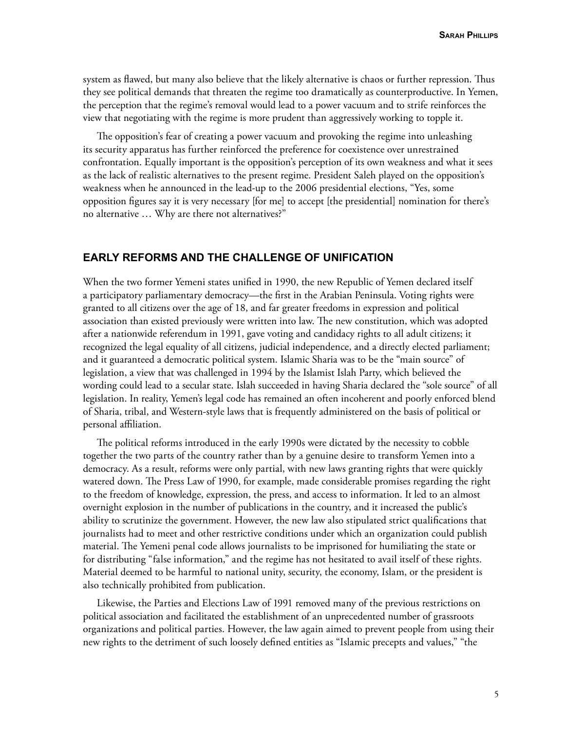system as flawed, but many also believe that the likely alternative is chaos or further repression. Thus they see political demands that threaten the regime too dramatically as counterproductive. In Yemen, the perception that the regime's removal would lead to a power vacuum and to strife reinforces the view that negotiating with the regime is more prudent than aggressively working to topple it.

The opposition's fear of creating a power vacuum and provoking the regime into unleashing its security apparatus has further reinforced the preference for coexistence over unrestrained confrontation. Equally important is the opposition's perception of its own weakness and what it sees as the lack of realistic alternatives to the present regime. President Saleh played on the opposition's weakness when he announced in the lead-up to the 2006 presidential elections, "Yes, some opposition figures say it is very necessary [for me] to accept [the presidential] nomination for there's no alternative … Why are there not alternatives?"

## EARLY REFORMS AND THE CHALLENGE OF UNIFICATION

When the two former Yemeni states unified in 1990, the new Republic of Yemen declared itself a participatory parliamentary democracy—the first in the Arabian Peninsula. Voting rights were granted to all citizens over the age of 18, and far greater freedoms in expression and political association than existed previously were written into law. The new constitution, which was adopted after a nationwide referendum in 1991, gave voting and candidacy rights to all adult citizens; it recognized the legal equality of all citizens, judicial independence, and a directly elected parliament; and it guaranteed a democratic political system. Islamic Sharia was to be the "main source" of legislation, a view that was challenged in 1994 by the Islamist Islah Party, which believed the wording could lead to a secular state. Islah succeeded in having Sharia declared the "sole source" of all legislation. In reality, Yemen's legal code has remained an often incoherent and poorly enforced blend of Sharia, tribal, and Western-style laws that is frequently administered on the basis of political or personal affiliation.

The political reforms introduced in the early 1990s were dictated by the necessity to cobble together the two parts of the country rather than by a genuine desire to transform Yemen into a democracy. As a result, reforms were only partial, with new laws granting rights that were quickly watered down. The Press Law of 1990, for example, made considerable promises regarding the right to the freedom of knowledge, expression, the press, and access to information. It led to an almost overnight explosion in the number of publications in the country, and it increased the public's ability to scrutinize the government. However, the new law also stipulated strict qualifications that journalists had to meet and other restrictive conditions under which an organization could publish material. The Yemeni penal code allows journalists to be imprisoned for humiliating the state or for distributing "false information," and the regime has not hesitated to avail itself of these rights. Material deemed to be harmful to national unity, security, the economy, Islam, or the president is also technically prohibited from publication.

Likewise, the Parties and Elections Law of 1991 removed many of the previous restrictions on political association and facilitated the establishment of an unprecedented number of grassroots organizations and political parties. However, the law again aimed to prevent people from using their new rights to the detriment of such loosely defined entities as "Islamic precepts and values," "the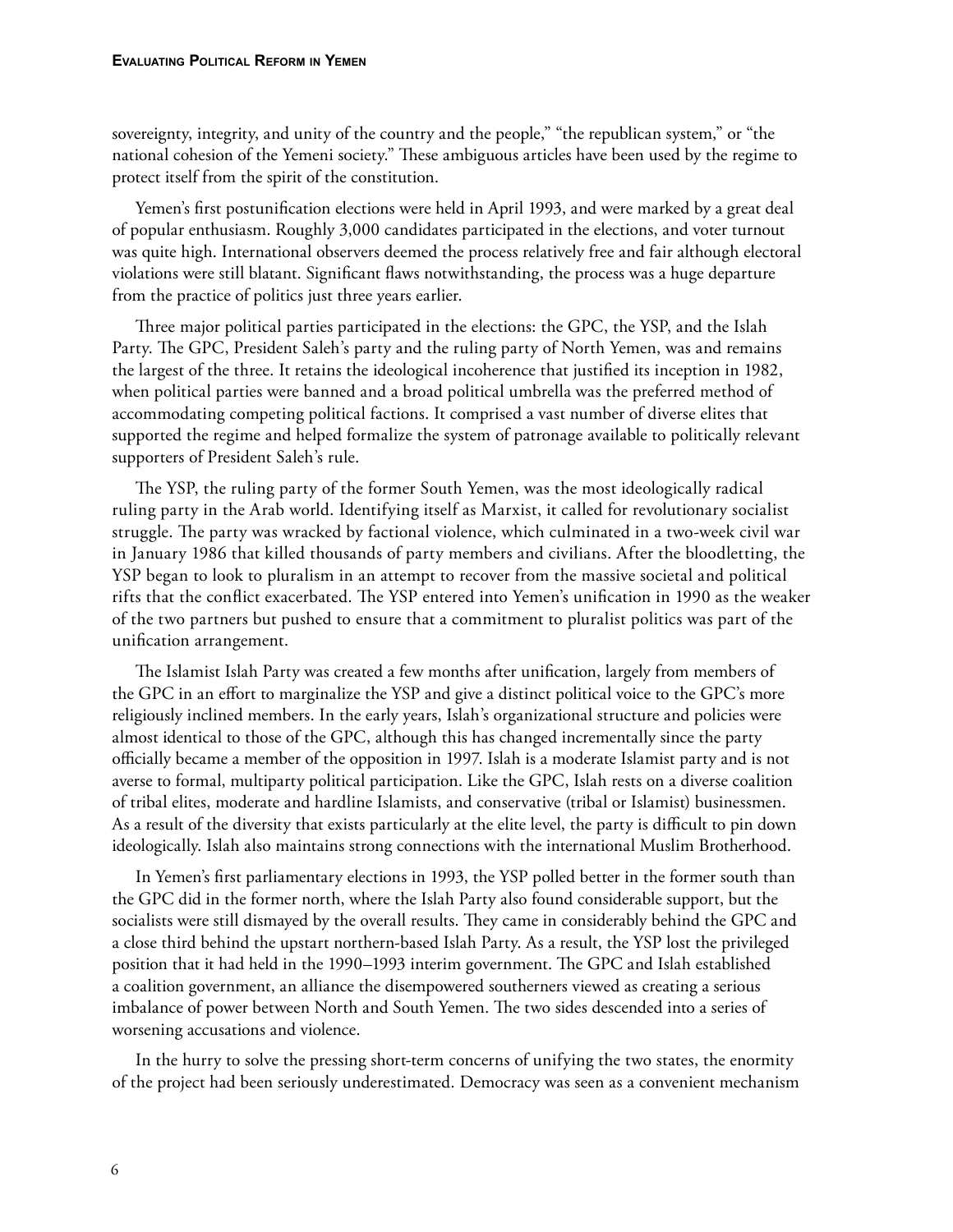sovereignty, integrity, and unity of the country and the people," "the republican system," or "the national cohesion of the Yemeni society." These ambiguous articles have been used by the regime to protect itself from the spirit of the constitution.

Yemen's first postunification elections were held in April 1993, and were marked by a great deal of popular enthusiasm. Roughly 3,000 candidates participated in the elections, and voter turnout was quite high. International observers deemed the process relatively free and fair although electoral violations were still blatant. Significant flaws notwithstanding, the process was a huge departure from the practice of politics just three years earlier.

Three major political parties participated in the elections: the GPC, the YSP, and the Islah Party. The GPC, President Saleh's party and the ruling party of North Yemen, was and remains the largest of the three. It retains the ideological incoherence that justified its inception in 1982, when political parties were banned and a broad political umbrella was the preferred method of accommodating competing political factions. It comprised a vast number of diverse elites that supported the regime and helped formalize the system of patronage available to politically relevant supporters of President Saleh's rule.

The YSP, the ruling party of the former South Yemen, was the most ideologically radical ruling party in the Arab world. Identifying itself as Marxist, it called for revolutionary socialist struggle. The party was wracked by factional violence, which culminated in a two-week civil war in January 1986 that killed thousands of party members and civilians. After the bloodletting, the YSP began to look to pluralism in an attempt to recover from the massive societal and political rifts that the conflict exacerbated. The YSP entered into Yemen's unification in 1990 as the weaker of the two partners but pushed to ensure that a commitment to pluralist politics was part of the unification arrangement.

The Islamist Islah Party was created a few months after unification, largely from members of the GPC in an effort to marginalize the YSP and give a distinct political voice to the GPC's more religiously inclined members. In the early years, Islah's organizational structure and policies were almost identical to those of the GPC, although this has changed incrementally since the party officially became a member of the opposition in 1997. Islah is a moderate Islamist party and is not averse to formal, multiparty political participation. Like the GPC, Islah rests on a diverse coalition of tribal elites, moderate and hardline Islamists, and conservative (tribal or Islamist) businessmen. As a result of the diversity that exists particularly at the elite level, the party is difficult to pin down ideologically. Islah also maintains strong connections with the international Muslim Brotherhood.

In Yemen's first parliamentary elections in 1993, the YSP polled better in the former south than the GPC did in the former north, where the Islah Party also found considerable support, but the socialists were still dismayed by the overall results. They came in considerably behind the GPC and a close third behind the upstart northern-based Islah Party. As a result, the YSP lost the privileged position that it had held in the 1990–1993 interim government. The GPC and Islah established a coalition government, an alliance the disempowered southerners viewed as creating a serious imbalance of power between North and South Yemen. The two sides descended into a series of worsening accusations and violence.

In the hurry to solve the pressing short-term concerns of unifying the two states, the enormity of the project had been seriously underestimated. Democracy was seen as a convenient mechanism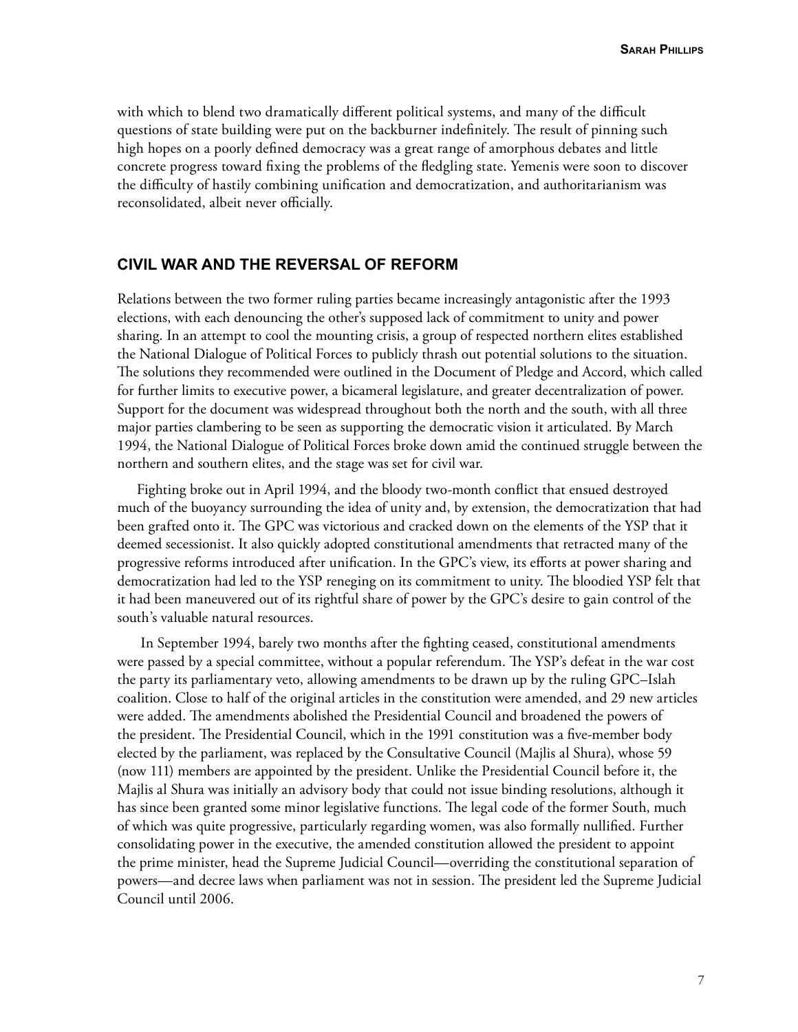with which to blend two dramatically different political systems, and many of the difficult questions of state building were put on the backburner indefinitely. The result of pinning such high hopes on a poorly defined democracy was a great range of amorphous debates and little concrete progress toward fixing the problems of the fledgling state. Yemenis were soon to discover the difficulty of hastily combining unification and democratization, and authoritarianism was reconsolidated, albeit never officially.

## CIVIL WAR AND THE REVERSAL OF REFORM

Relations between the two former ruling parties became increasingly antagonistic after the 1993 elections, with each denouncing the other's supposed lack of commitment to unity and power sharing. In an attempt to cool the mounting crisis, a group of respected northern elites established the National Dialogue of Political Forces to publicly thrash out potential solutions to the situation. The solutions they recommended were outlined in the Document of Pledge and Accord, which called for further limits to executive power, a bicameral legislature, and greater decentralization of power. Support for the document was widespread throughout both the north and the south, with all three major parties clambering to be seen as supporting the democratic vision it articulated. By March 1994, the National Dialogue of Political Forces broke down amid the continued struggle between the northern and southern elites, and the stage was set for civil war.

Fighting broke out in April 1994, and the bloody two-month conflict that ensued destroyed much of the buoyancy surrounding the idea of unity and, by extension, the democratization that had been grafted onto it. The GPC was victorious and cracked down on the elements of the YSP that it deemed secessionist. It also quickly adopted constitutional amendments that retracted many of the progressive reforms introduced after unification. In the GPC's view, its efforts at power sharing and democratization had led to the YSP reneging on its commitment to unity. The bloodied YSP felt that it had been maneuvered out of its rightful share of power by the GPC's desire to gain control of the south's valuable natural resources.

In September 1994, barely two months after the fighting ceased, constitutional amendments were passed by a special committee, without a popular referendum. The YSP's defeat in the war cost the party its parliamentary veto, allowing amendments to be drawn up by the ruling GPC–Islah coalition. Close to half of the original articles in the constitution were amended, and 29 new articles were added. The amendments abolished the Presidential Council and broadened the powers of the president. The Presidential Council, which in the 1991 constitution was a five-member body elected by the parliament, was replaced by the Consultative Council (Majlis al Shura), whose 59 (now 111) members are appointed by the president. Unlike the Presidential Council before it, the Majlis al Shura was initially an advisory body that could not issue binding resolutions, although it has since been granted some minor legislative functions. The legal code of the former South, much of which was quite progressive, particularly regarding women, was also formally nullified. Further consolidating power in the executive, the amended constitution allowed the president to appoint the prime minister, head the Supreme Judicial Council—overriding the constitutional separation of powers—and decree laws when parliament was not in session. The president led the Supreme Judicial Council until 2006.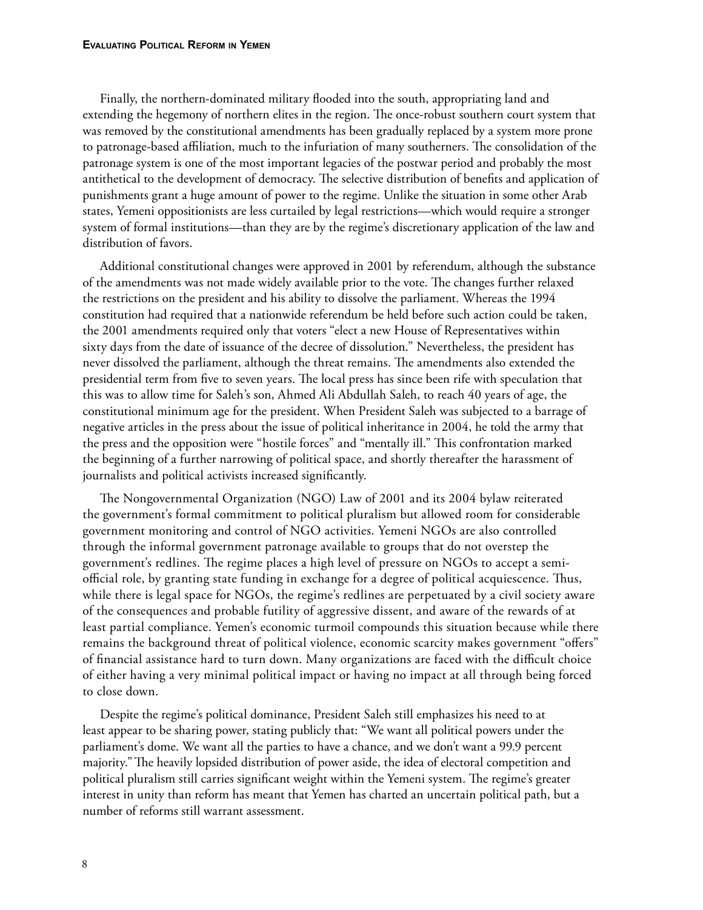Finally, the northern-dominated military flooded into the south, appropriating land and extending the hegemony of northern elites in the region. The once-robust southern court system that was removed by the constitutional amendments has been gradually replaced by a system more prone to patronage-based affiliation, much to the infuriation of many southerners. The consolidation of the patronage system is one of the most important legacies of the postwar period and probably the most antithetical to the development of democracy. The selective distribution of benefits and application of punishments grant a huge amount of power to the regime. Unlike the situation in some other Arab states, Yemeni oppositionists are less curtailed by legal restrictions—which would require a stronger system of formal institutions—than they are by the regime's discretionary application of the law and distribution of favors.

Additional constitutional changes were approved in 2001 by referendum, although the substance of the amendments was not made widely available prior to the vote. The changes further relaxed the restrictions on the president and his ability to dissolve the parliament. Whereas the 1994 constitution had required that a nationwide referendum be held before such action could be taken, the 2001 amendments required only that voters "elect a new House of Representatives within sixty days from the date of issuance of the decree of dissolution." Nevertheless, the president has never dissolved the parliament, although the threat remains. The amendments also extended the presidential term from five to seven years. The local press has since been rife with speculation that this was to allow time for Saleh's son, Ahmed Ali Abdullah Saleh, to reach 40 years of age, the constitutional minimum age for the president. When President Saleh was subjected to a barrage of negative articles in the press about the issue of political inheritance in 2004, he told the army that the press and the opposition were "hostile forces" and "mentally ill." This confrontation marked the beginning of a further narrowing of political space, and shortly thereafter the harassment of journalists and political activists increased significantly.

The Nongovernmental Organization (NGO) Law of 2001 and its 2004 bylaw reiterated the government's formal commitment to political pluralism but allowed room for considerable government monitoring and control of NGO activities. Yemeni NGOs are also controlled through the informal government patronage available to groups that do not overstep the government's redlines. The regime places a high level of pressure on NGOs to accept a semi-official role, by granting state funding in exchange for a degree of political acquiescence. Thus, while there is legal space for NGOs, the regime's redlines are perpetuated by a civil society aware of the consequences and probable futility of aggressive dissent, and aware of the rewards of at least partial compliance. Yemen's economic turmoil compounds this situation because while there remains the background threat of political violence, economic scarcity makes government "offers" of financial assistance hard to turn down. Many organizations are faced with the difficult choice of either having a very minimal political impact or having no impact at all through being forced to close down.

Despite the regime's political dominance, President Saleh still emphasizes his need to at least appear to be sharing power, stating publicly that: "We want all political powers under the parliament's dome. We want all the parties to have a chance, and we don't want a 99.9 percent majority." The heavily lopsided distribution of power aside, the idea of electoral competition and political pluralism still carries significant weight within the Yemeni system. The regime's greater interest in unity than reform has meant that Yemen has charted an uncertain political path, but a number of reforms still warrant assessment.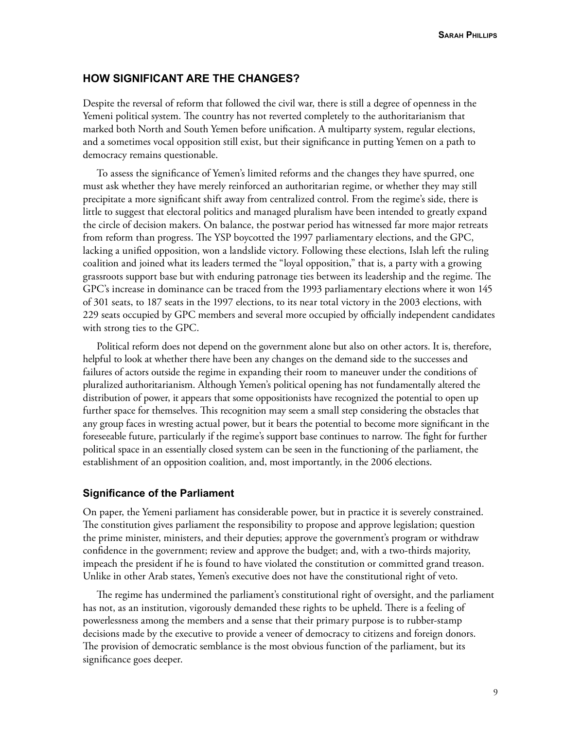## HOW SIGNIFICANT ARE THE CHANGES?

Despite the reversal of reform that followed the civil war, there is still a degree of openness in the Yemeni political system. The country has not reverted completely to the authoritarianism that marked both North and South Yemen before unification. A multiparty system, regular elections, and a sometimes vocal opposition still exist, but their significance in putting Yemen on a path to democracy remains questionable.

To assess the significance of Yemen's limited reforms and the changes they have spurred, one must ask whether they have merely reinforced an authoritarian regime, or whether they may still precipitate a more significant shift away from centralized control. From the regime's side, there is little to suggest that electoral politics and managed pluralism have been intended to greatly expand the circle of decision makers. On balance, the postwar period has witnessed far more major retreats from reform than progress. The YSP boycotted the 1997 parliamentary elections, and the GPC, lacking a unified opposition, won a landslide victory. Following these elections, Islah left the ruling coalition and joined what its leaders termed the "loyal opposition," that is, a party with a growing grassroots support base but with enduring patronage ties between its leadership and the regime. The GPC's increase in dominance can be traced from the 1993 parliamentary elections where it won 145 of 301 seats, to 187 seats in the 1997 elections, to its near total victory in the 2003 elections, with 229 seats occupied by GPC members and several more occupied by officially independent candidates with strong ties to the GPC.

Political reform does not depend on the government alone but also on other actors. It is, therefore, helpful to look at whether there have been any changes on the demand side to the successes and failures of actors outside the regime in expanding their room to maneuver under the conditions of pluralized authoritarianism. Although Yemen's political opening has not fundamentally altered the distribution of power, it appears that some oppositionists have recognized the potential to open up further space for themselves. This recognition may seem a small step considering the obstacles that any group faces in wresting actual power, but it bears the potential to become more significant in the foreseeable future, particularly if the regime's support base continues to narrow. The fight for further political space in an essentially closed system can be seen in the functioning of the parliament, the establishment of an opposition coalition, and, most importantly, in the 2006 elections.

### Significance of the Parliament

On paper, the Yemeni parliament has considerable power, but in practice it is severely constrained. The constitution gives parliament the responsibility to propose and approve legislation; question the prime minister, ministers, and their deputies; approve the government's program or withdraw confidence in the government; review and approve the budget; and, with a two-thirds majority, impeach the president if he is found to have violated the constitution or committed grand treason. Unlike in other Arab states, Yemen's executive does not have the constitutional right of veto.

The regime has undermined the parliament's constitutional right of oversight, and the parliament has not, as an institution, vigorously demanded these rights to be upheld. There is a feeling of powerlessness among the members and a sense that their primary purpose is to rubber-stamp decisions made by the executive to provide a veneer of democracy to citizens and foreign donors. The provision of democratic semblance is the most obvious function of the parliament, but its significance goes deeper.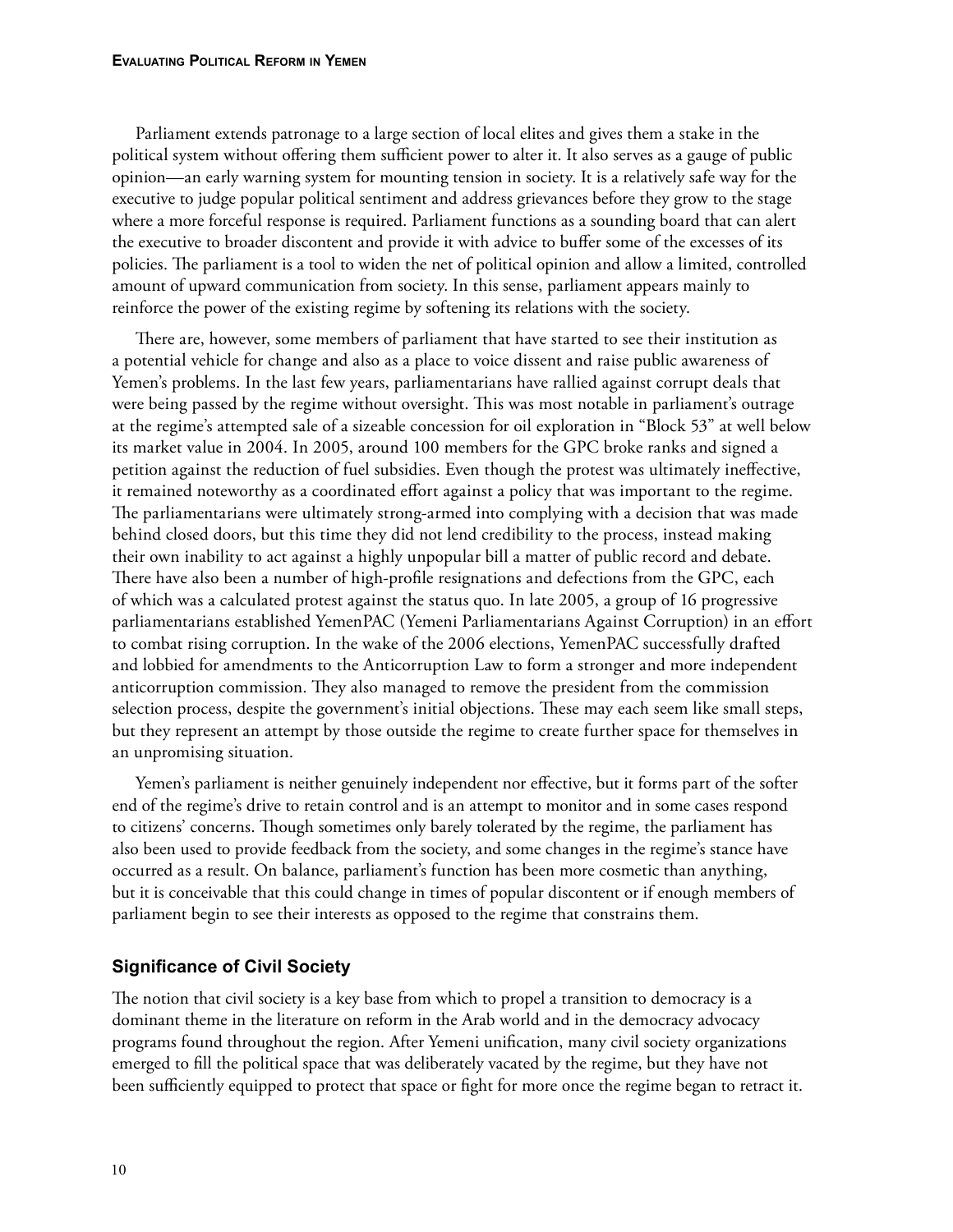Parliament extends patronage to a large section of local elites and gives them a stake in the political system without offering them sufficient power to alter it. It also serves as a gauge of public opinion—an early warning system for mounting tension in society. It is a relatively safe way for the executive to judge popular political sentiment and address grievances before they grow to the stage where a more forceful response is required. Parliament functions as a sounding board that can alert the executive to broader discontent and provide it with advice to buffer some of the excesses of its policies. The parliament is a tool to widen the net of political opinion and allow a limited, controlled amount of upward communication from society. In this sense, parliament appears mainly to reinforce the power of the existing regime by softening its relations with the society.

There are, however, some members of parliament that have started to see their institution as a potential vehicle for change and also as a place to voice dissent and raise public awareness of Yemen's problems. In the last few years, parliamentarians have rallied against corrupt deals that were being passed by the regime without oversight. This was most notable in parliament's outrage at the regime's attempted sale of a sizeable concession for oil exploration in "Block 53" at well below its market value in 2004. In 2005, around 100 members for the GPC broke ranks and signed a petition against the reduction of fuel subsidies. Even though the protest was ultimately ineffective, it remained noteworthy as a coordinated effort against a policy that was important to the regime. The parliamentarians were ultimately strong-armed into complying with a decision that was made behind closed doors, but this time they did not lend credibility to the process, instead making their own inability to act against a highly unpopular bill a matter of public record and debate. There have also been a number of high-profile resignations and defections from the GPC, each of which was a calculated protest against the status quo. In late 2005, a group of 16 progressive parliamentarians established YemenPAC (Yemeni Parliamentarians Against Corruption) in an effort to combat rising corruption. In the wake of the 2006 elections, YemenPAC successfully drafted and lobbied for amendments to the Anticorruption Law to form a stronger and more independent anticorruption commission. They also managed to remove the president from the commission selection process, despite the government's initial objections. These may each seem like small steps, but they represent an attempt by those outside the regime to create further space for themselves in an unpromising situation.

Yemen's parliament is neither genuinely independent nor effective, but it forms part of the softer end of the regime's drive to retain control and is an attempt to monitor and in some cases respond to citizens' concerns. Though sometimes only barely tolerated by the regime, the parliament has also been used to provide feedback from the society, and some changes in the regime's stance have occurred as a result. On balance, parliament's function has been more cosmetic than anything, but it is conceivable that this could change in times of popular discontent or if enough members of parliament begin to see their interests as opposed to the regime that constrains them.

### Significance of Civil Society

The notion that civil society is a key base from which to propel a transition to democracy is a dominant theme in the literature on reform in the Arab world and in the democracy advocacy programs found throughout the region. After Yemeni unification, many civil society organizations emerged to fill the political space that was deliberately vacated by the regime, but they have not been sufficiently equipped to protect that space or fight for more once the regime began to retract it.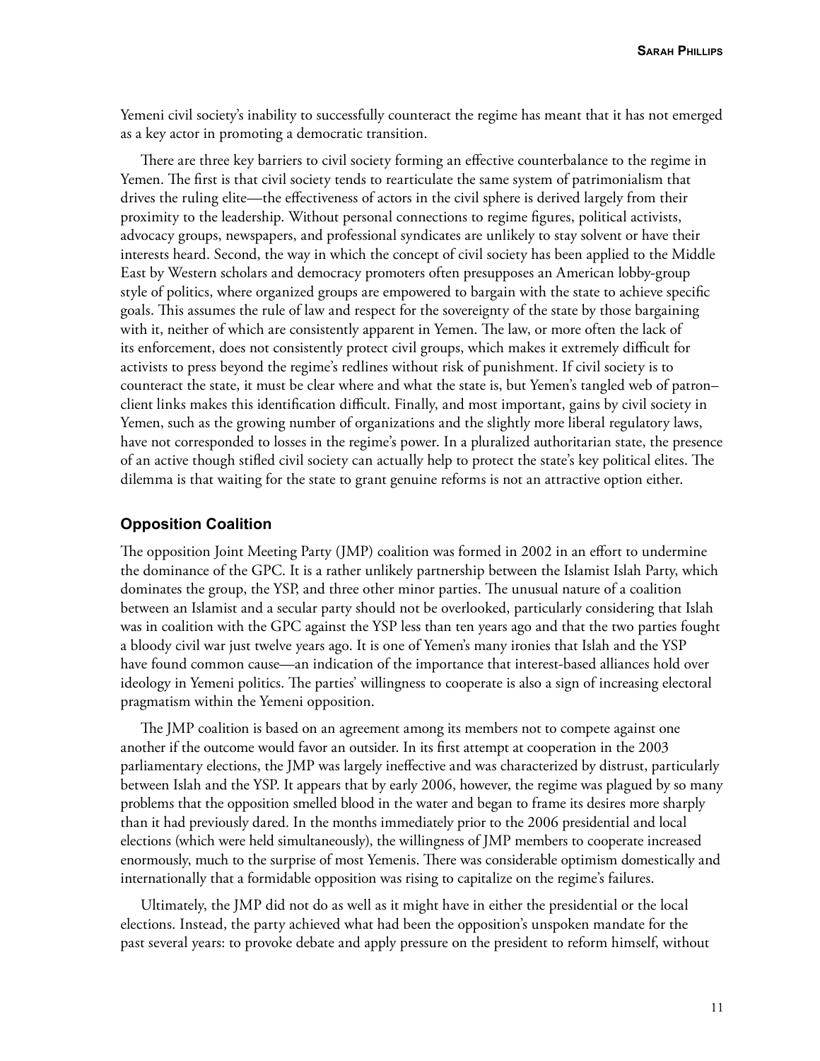Yemeni civil society's inability to successfully counteract the regime has meant that it has not emerged as a key actor in promoting a democratic transition.

There are three key barriers to civil society forming an effective counterbalance to the regime in Yemen. The first is that civil society tends to rearticulate the same system of patrimonialism that drives the ruling elite—the effectiveness of actors in the civil sphere is derived largely from their proximity to the leadership. Without personal connections to regime figures, political activists, advocacy groups, newspapers, and professional syndicates are unlikely to stay solvent or have their interests heard. Second, the way in which the concept of civil society has been applied to the Middle East by Western scholars and democracy promoters often presupposes an American lobby-group style of politics, where organized groups are empowered to bargain with the state to achieve specific goals. This assumes the rule of law and respect for the sovereignty of the state by those bargaining with it, neither of which are consistently apparent in Yemen. The law, or more often the lack of its enforcement, does not consistently protect civil groups, which makes it extremely difficult for activists to press beyond the regime's redlines without risk of punishment. If civil society is to counteract the state, it must be clear where and what the state is, but Yemen's tangled web of patron–client links makes this identification difficult. Finally, and most important, gains by civil society in Yemen, such as the growing number of organizations and the slightly more liberal regulatory laws, have not corresponded to losses in the regime's power. In a pluralized authoritarian state, the presence of an active though stifled civil society can actually help to protect the state's key political elites. The dilemma is that waiting for the state to grant genuine reforms is not an attractive option either.

## Opposition Coalition

The opposition Joint Meeting Party (JMP) coalition was formed in 2002 in an effort to undermine the dominance of the GPC. It is a rather unlikely partnership between the Islamist Islah Party, which dominates the group, the YSP, and three other minor parties. The unusual nature of a coalition between an Islamist and a secular party should not be overlooked, particularly considering that Islah was in coalition with the GPC against the YSP less than ten years ago and that the two parties fought a bloody civil war just twelve years ago. It is one of Yemen's many ironies that Islah and the YSP have found common cause—an indication of the importance that interest-based alliances hold over ideology in Yemeni politics. The parties' willingness to cooperate is also a sign of increasing electoral pragmatism within the Yemeni opposition.

The JMP coalition is based on an agreement among its members not to compete against one another if the outcome would favor an outsider. In its first attempt at cooperation in the 2003 parliamentary elections, the JMP was largely ineffective and was characterized by distrust, particularly between Islah and the YSP. It appears that by early 2006, however, the regime was plagued by so many problems that the opposition smelled blood in the water and began to frame its desires more sharply than it had previously dared. In the months immediately prior to the 2006 presidential and local elections (which were held simultaneously), the willingness of JMP members to cooperate increased enormously, much to the surprise of most Yemenis. There was considerable optimism domestically and internationally that a formidable opposition was rising to capitalize on the regime's failures.

Ultimately, the JMP did not do as well as it might have in either the presidential or the local elections. Instead, the party achieved what had been the opposition's unspoken mandate for the past several years: to provoke debate and apply pressure on the president to reform himself, without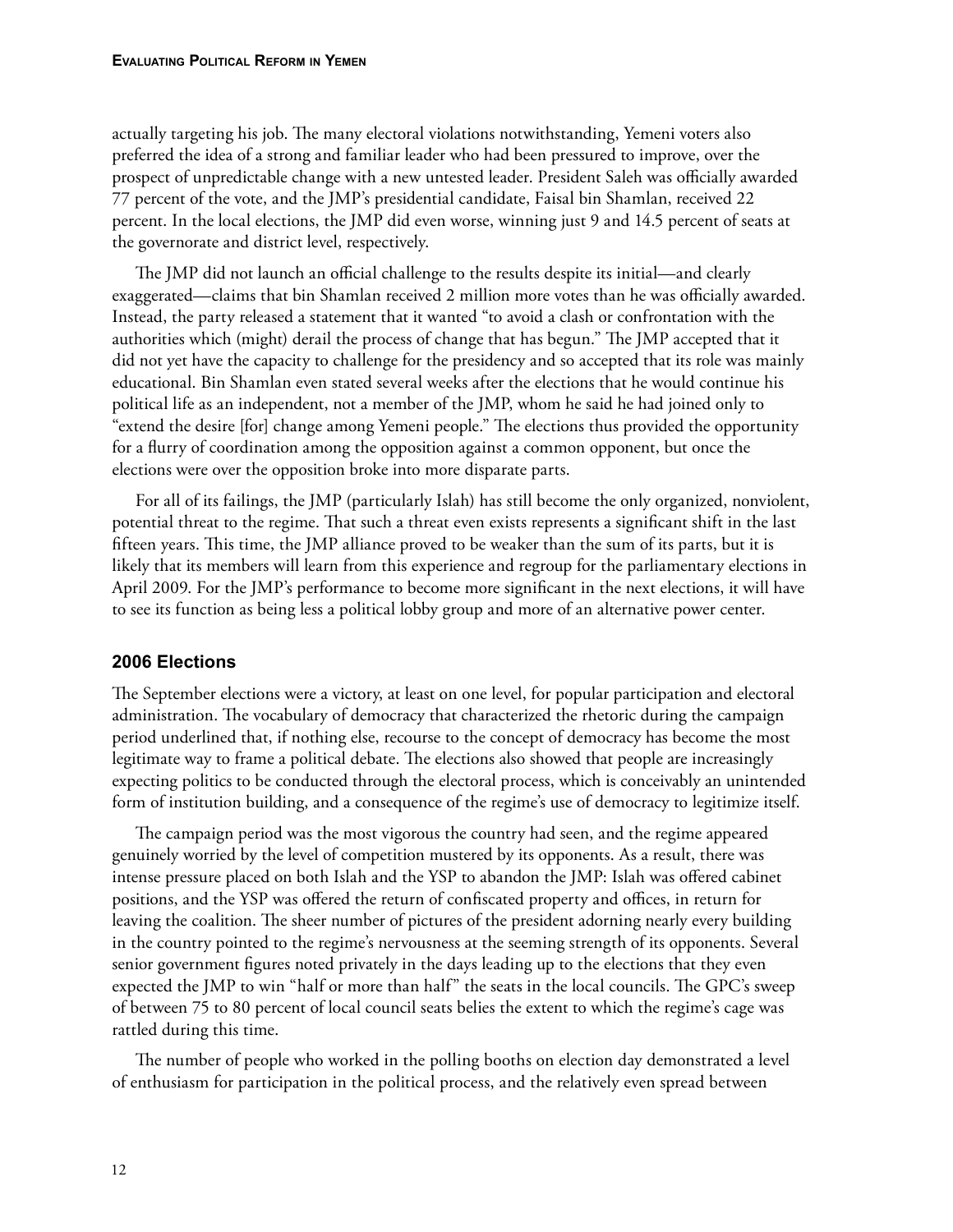actually targeting his job. The many electoral violations notwithstanding, Yemeni voters also preferred the idea of a strong and familiar leader who had been pressured to improve, over the prospect of unpredictable change with a new untested leader. President Saleh was officially awarded 77 percent of the vote, and the JMP's presidential candidate, Faisal bin Shamlan, received 22 percent. In the local elections, the JMP did even worse, winning just 9 and 14.5 percent of seats at the governorate and district level, respectively.

The JMP did not launch an official challenge to the results despite its initial—and clearly exaggerated—claims that bin Shamlan received 2 million more votes than he was officially awarded. Instead, the party released a statement that it wanted "to avoid a clash or confrontation with the authorities which (might) derail the process of change that has begun." The JMP accepted that it did not yet have the capacity to challenge for the presidency and so accepted that its role was mainly educational. Bin Shamlan even stated several weeks after the elections that he would continue his political life as an independent, not a member of the JMP, whom he said he had joined only to "extend the desire [for] change among Yemeni people." The elections thus provided the opportunity for a flurry of coordination among the opposition against a common opponent, but once the elections were over the opposition broke into more disparate parts.

For all of its failings, the JMP (particularly Islah) has still become the only organized, nonviolent, potential threat to the regime. That such a threat even exists represents a significant shift in the last fifteen years. This time, the JMP alliance proved to be weaker than the sum of its parts, but it is likely that its members will learn from this experience and regroup for the parliamentary elections in April 2009. For the JMP's performance to become more significant in the next elections, it will have to see its function as being less a political lobby group and more of an alternative power center.

## 2006 Elections

The September elections were a victory, at least on one level, for popular participation and electoral administration. The vocabulary of democracy that characterized the rhetoric during the campaign period underlined that, if nothing else, recourse to the concept of democracy has become the most legitimate way to frame a political debate. The elections also showed that people are increasingly expecting politics to be conducted through the electoral process, which is conceivably an unintended form of institution building, and a consequence of the regime's use of democracy to legitimize itself.

The campaign period was the most vigorous the country had seen, and the regime appeared genuinely worried by the level of competition mustered by its opponents. As a result, there was intense pressure placed on both Islah and the YSP to abandon the JMP: Islah was offered cabinet positions, and the YSP was offered the return of confiscated property and offices, in return for leaving the coalition. The sheer number of pictures of the president adorning nearly every building in the country pointed to the regime's nervousness at the seeming strength of its opponents. Several senior government figures noted privately in the days leading up to the elections that they even expected the JMP to win "half or more than half" the seats in the local councils. The GPC's sweep of between 75 to 80 percent of local council seats belies the extent to which the regime's cage was rattled during this time.

The number of people who worked in the polling booths on election day demonstrated a level of enthusiasm for participation in the political process, and the relatively even spread between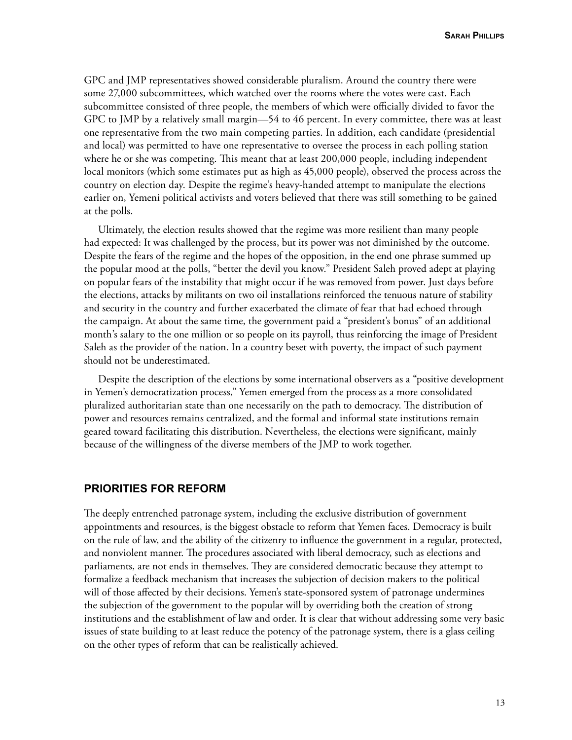GPC and JMP representatives showed considerable pluralism. Around the country there were some 27,000 subcommittees, which watched over the rooms where the votes were cast. Each subcommittee consisted of three people, the members of which were officially divided to favor the GPC to JMP by a relatively small margin—54 to 46 percent. In every committee, there was at least one representative from the two main competing parties. In addition, each candidate (presidential and local) was permitted to have one representative to oversee the process in each polling station where he or she was competing. This meant that at least 200,000 people, including independent local monitors (which some estimates put as high as 45,000 people), observed the process across the country on election day. Despite the regime's heavy-handed attempt to manipulate the elections earlier on, Yemeni political activists and voters believed that there was still something to be gained at the polls.

Ultimately, the election results showed that the regime was more resilient than many people had expected: It was challenged by the process, but its power was not diminished by the outcome. Despite the fears of the regime and the hopes of the opposition, in the end one phrase summed up the popular mood at the polls, "better the devil you know." President Saleh proved adept at playing on popular fears of the instability that might occur if he was removed from power. Just days before the elections, attacks by militants on two oil installations reinforced the tenuous nature of stability and security in the country and further exacerbated the climate of fear that had echoed through the campaign. At about the same time, the government paid a "president's bonus" of an additional month's salary to the one million or so people on its payroll, thus reinforcing the image of President Saleh as the provider of the nation. In a country beset with poverty, the impact of such payment should not be underestimated.

Despite the description of the elections by some international observers as a "positive development in Yemen's democratization process," Yemen emerged from the process as a more consolidated pluralized authoritarian state than one necessarily on the path to democracy. The distribution of power and resources remains centralized, and the formal and informal state institutions remain geared toward facilitating this distribution. Nevertheless, the elections were significant, mainly because of the willingness of the diverse members of the JMP to work together.

## PRIORITIES FOR REFORM

The deeply entrenched patronage system, including the exclusive distribution of government appointments and resources, is the biggest obstacle to reform that Yemen faces. Democracy is built on the rule of law, and the ability of the citizenry to influence the government in a regular, protected, and nonviolent manner. The procedures associated with liberal democracy, such as elections and parliaments, are not ends in themselves. They are considered democratic because they attempt to formalize a feedback mechanism that increases the subjection of decision makers to the political will of those affected by their decisions. Yemen's state-sponsored system of patronage undermines the subjection of the government to the popular will by overriding both the creation of strong institutions and the establishment of law and order. It is clear that without addressing some very basic issues of state building to at least reduce the potency of the patronage system, there is a glass ceiling on the other types of reform that can be realistically achieved.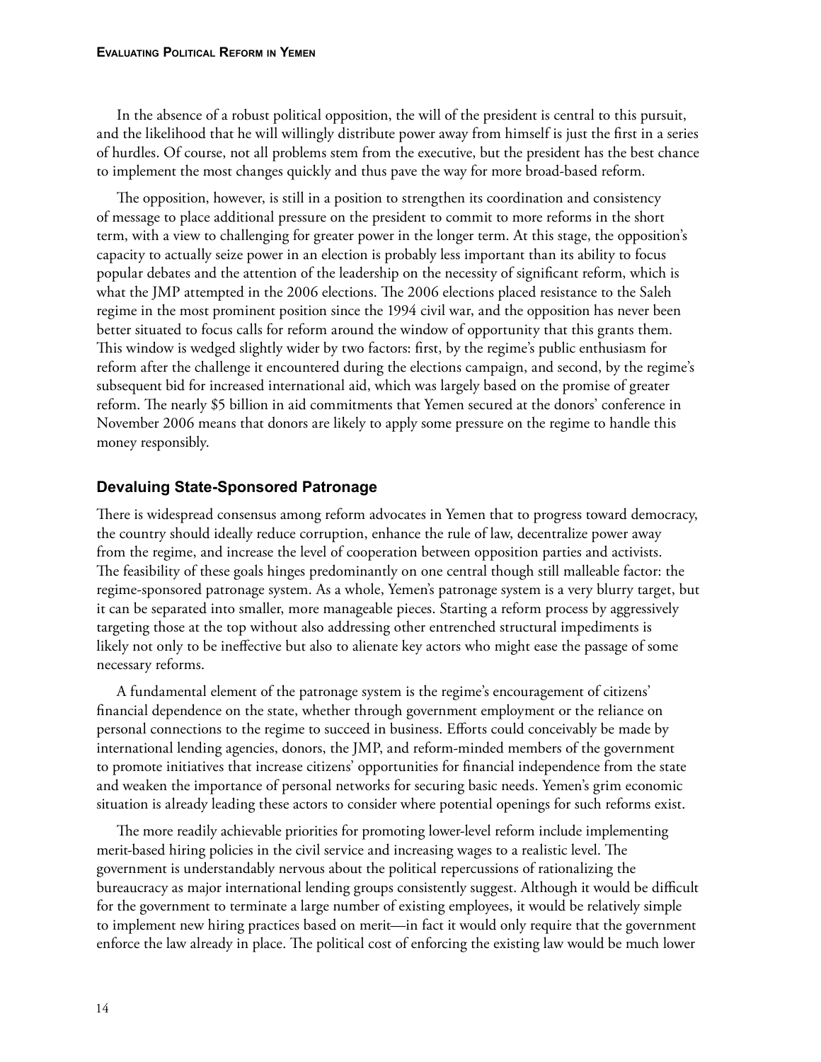In the absence of a robust political opposition, the will of the president is central to this pursuit, and the likelihood that he will willingly distribute power away from himself is just the first in a series of hurdles. Of course, not all problems stem from the executive, but the president has the best chance to implement the most changes quickly and thus pave the way for more broad-based reform.

The opposition, however, is still in a position to strengthen its coordination and consistency of message to place additional pressure on the president to commit to more reforms in the short term, with a view to challenging for greater power in the longer term. At this stage, the opposition's capacity to actually seize power in an election is probably less important than its ability to focus popular debates and the attention of the leadership on the necessity of significant reform, which is what the JMP attempted in the 2006 elections. The 2006 elections placed resistance to the Saleh regime in the most prominent position since the 1994 civil war, and the opposition has never been better situated to focus calls for reform around the window of opportunity that this grants them. This window is wedged slightly wider by two factors: first, by the regime's public enthusiasm for reform after the challenge it encountered during the elections campaign, and second, by the regime's subsequent bid for increased international aid, which was largely based on the promise of greater reform. The nearly $5 billion in aid commitments that Yemen secured at the donors' conference in November 2006 means that donors are likely to apply some pressure on the regime to handle this money responsibly.

### Devaluing State-Sponsored Patronage

There is widespread consensus among reform advocates in Yemen that to progress toward democracy, the country should ideally reduce corruption, enhance the rule of law, decentralize power away from the regime, and increase the level of cooperation between opposition parties and activists. The feasibility of these goals hinges predominantly on one central though still malleable factor: the regime-sponsored patronage system. As a whole, Yemen's patronage system is a very blurry target, but it can be separated into smaller, more manageable pieces. Starting a reform process by aggressively targeting those at the top without also addressing other entrenched structural impediments is likely not only to be ineffective but also to alienate key actors who might ease the passage of some necessary reforms.

A fundamental element of the patronage system is the regime's encouragement of citizens' financial dependence on the state, whether through government employment or the reliance on personal connections to the regime to succeed in business. Efforts could conceivably be made by international lending agencies, donors, the JMP, and reform-minded members of the government to promote initiatives that increase citizens' opportunities for financial independence from the state and weaken the importance of personal networks for securing basic needs. Yemen's grim economic situation is already leading these actors to consider where potential openings for such reforms exist.

The more readily achievable priorities for promoting lower-level reform include implementing merit-based hiring policies in the civil service and increasing wages to a realistic level. The government is understandably nervous about the political repercussions of rationalizing the bureaucracy as major international lending groups consistently suggest. Although it would be difficult for the government to terminate a large number of existing employees, it would be relatively simple to implement new hiring practices based on merit—in fact it would only require that the government enforce the law already in place. The political cost of enforcing the existing law would be much lower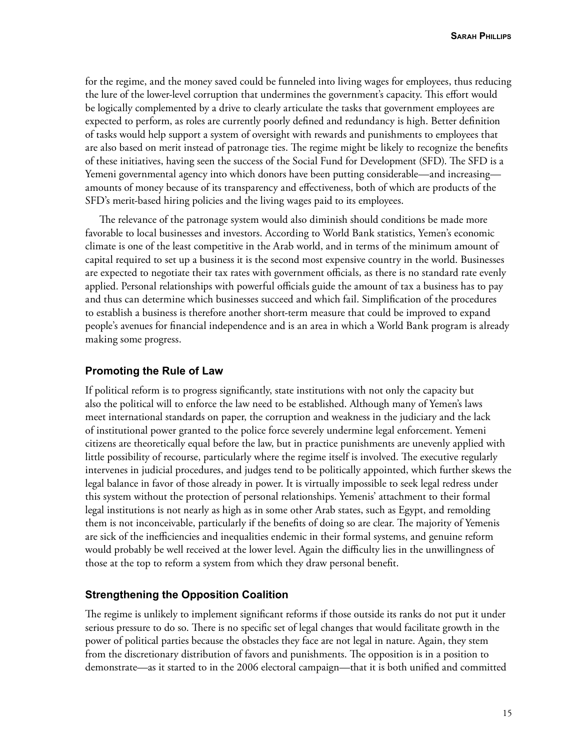for the regime, and the money saved could be funneled into living wages for employees, thus reducing the lure of the lower-level corruption that undermines the government's capacity. This effort would be logically complemented by a drive to clearly articulate the tasks that government employees are expected to perform, as roles are currently poorly defined and redundancy is high. Better definition of tasks would help support a system of oversight with rewards and punishments to employees that are also based on merit instead of patronage ties. The regime might be likely to recognize the benefits of these initiatives, having seen the success of the Social Fund for Development (SFD). The SFD is a Yemeni governmental agency into which donors have been putting considerable—and increasing—amounts of money because of its transparency and effectiveness, both of which are products of the SFD's merit-based hiring policies and the living wages paid to its employees.

The relevance of the patronage system would also diminish should conditions be made more favorable to local businesses and investors. According to World Bank statistics, Yemen's economic climate is one of the least competitive in the Arab world, and in terms of the minimum amount of capital required to set up a business it is the second most expensive country in the world. Businesses are expected to negotiate their tax rates with government officials, as there is no standard rate evenly applied. Personal relationships with powerful officials guide the amount of tax a business has to pay and thus can determine which businesses succeed and which fail. Simplification of the procedures to establish a business is therefore another short-term measure that could be improved to expand people's avenues for financial independence and is an area in which a World Bank program is already making some progress.

### Promoting the Rule of Law

If political reform is to progress significantly, state institutions with not only the capacity but also the political will to enforce the law need to be established. Although many of Yemen's laws meet international standards on paper, the corruption and weakness in the judiciary and the lack of institutional power granted to the police force severely undermine legal enforcement. Yemeni citizens are theoretically equal before the law, but in practice punishments are unevenly applied with little possibility of recourse, particularly where the regime itself is involved. The executive regularly intervenes in judicial procedures, and judges tend to be politically appointed, which further skews the legal balance in favor of those already in power. It is virtually impossible to seek legal redress under this system without the protection of personal relationships. Yemenis' attachment to their formal legal institutions is not nearly as high as in some other Arab states, such as Egypt, and remolding them is not inconceivable, particularly if the benefits of doing so are clear. The majority of Yemenis are sick of the inefficiencies and inequalities endemic in their formal systems, and genuine reform would probably be well received at the lower level. Again the difficulty lies in the unwillingness of those at the top to reform a system from which they draw personal benefit.

### Strengthening the Opposition Coalition

The regime is unlikely to implement significant reforms if those outside its ranks do not put it under serious pressure to do so. There is no specific set of legal changes that would facilitate growth in the power of political parties because the obstacles they face are not legal in nature. Again, they stem from the discretionary distribution of favors and punishments. The opposition is in a position to demonstrate—as it started to in the 2006 electoral campaign—that it is both unified and committed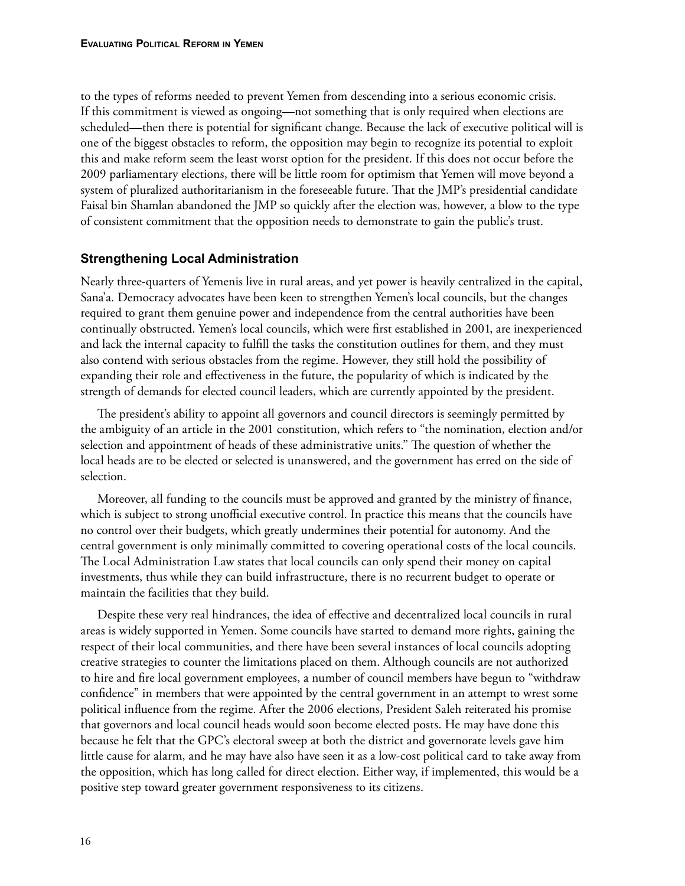to the types of reforms needed to prevent Yemen from descending into a serious economic crisis. If this commitment is viewed as ongoing—not something that is only required when elections are scheduled—then there is potential for significant change. Because the lack of executive political will is one of the biggest obstacles to reform, the opposition may begin to recognize its potential to exploit this and make reform seem the least worst option for the president. If this does not occur before the 2009 parliamentary elections, there will be little room for optimism that Yemen will move beyond a system of pluralized authoritarianism in the foreseeable future. That the JMP's presidential candidate Faisal bin Shamlan abandoned the JMP so quickly after the election was, however, a blow to the type of consistent commitment that the opposition needs to demonstrate to gain the public's trust.

## Strengthening Local Administration

Nearly three-quarters of Yemenis live in rural areas, and yet power is heavily centralized in the capital, Sana'a. Democracy advocates have been keen to strengthen Yemen's local councils, but the changes required to grant them genuine power and independence from the central authorities have been continually obstructed. Yemen's local councils, which were first established in 2001, are inexperienced and lack the internal capacity to fulfill the tasks the constitution outlines for them, and they must also contend with serious obstacles from the regime. However, they still hold the possibility of expanding their role and effectiveness in the future, the popularity of which is indicated by the strength of demands for elected council leaders, which are currently appointed by the president.

The president's ability to appoint all governors and council directors is seemingly permitted by the ambiguity of an article in the 2001 constitution, which refers to "the nomination, election and/or selection and appointment of heads of these administrative units." The question of whether the local heads are to be elected or selected is unanswered, and the government has erred on the side of selection.

Moreover, all funding to the councils must be approved and granted by the ministry of finance, which is subject to strong unofficial executive control. In practice this means that the councils have no control over their budgets, which greatly undermines their potential for autonomy. And the central government is only minimally committed to covering operational costs of the local councils. The Local Administration Law states that local councils can only spend their money on capital investments, thus while they can build infrastructure, there is no recurrent budget to operate or maintain the facilities that they build.

Despite these very real hindrances, the idea of effective and decentralized local councils in rural areas is widely supported in Yemen. Some councils have started to demand more rights, gaining the respect of their local communities, and there have been several instances of local councils adopting creative strategies to counter the limitations placed on them. Although councils are not authorized to hire and fire local government employees, a number of council members have begun to "withdraw confidence" in members that were appointed by the central government in an attempt to wrest some political influence from the regime. After the 2006 elections, President Saleh reiterated his promise that governors and local council heads would soon become elected posts. He may have done this because he felt that the GPC's electoral sweep at both the district and governorate levels gave him little cause for alarm, and he may have also have seen it as a low-cost political card to take away from the opposition, which has long called for direct election. Either way, if implemented, this would be a positive step toward greater government responsiveness to its citizens.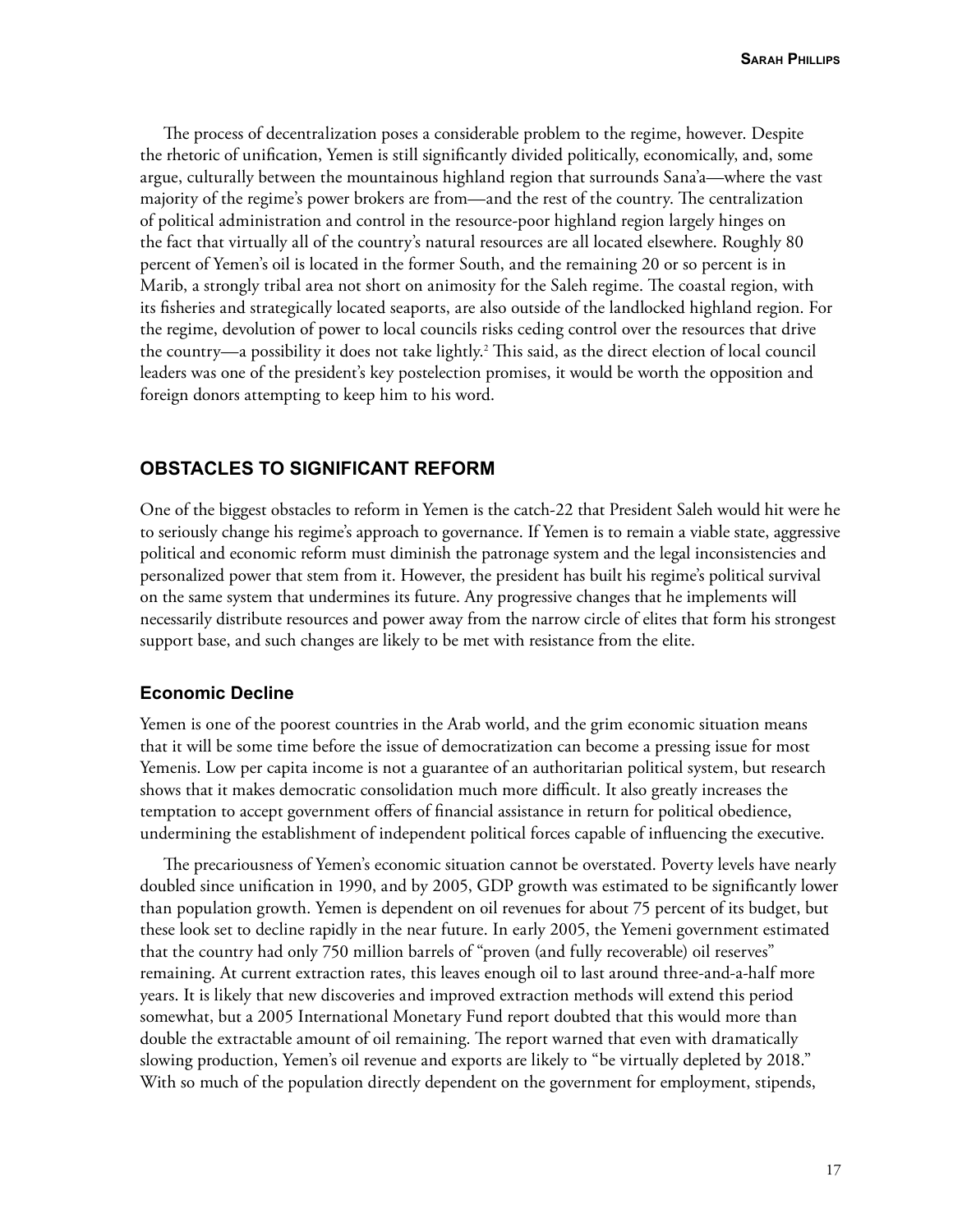The process of decentralization poses a considerable problem to the regime, however. Despite the rhetoric of unification, Yemen is still significantly divided politically, economically, and, some argue, culturally between the mountainous highland region that surrounds Sana'a—where the vast majority of the regime's power brokers are from—and the rest of the country. The centralization of political administration and control in the resource-poor highland region largely hinges on the fact that virtually all of the country's natural resources are all located elsewhere. Roughly 80 percent of Yemen's oil is located in the former South, and the remaining 20 or so percent is in Marib, a strongly tribal area not short on animosity for the Saleh regime. The coastal region, with its fisheries and strategically located seaports, are also outside of the landlocked highland region. For the regime, devolution of power to local councils risks ceding control over the resources that drive the country—a possibility it does not take lightly.[2] This said, as the direct election of local council leaders was one of the president's key postelection promises, it would be worth the opposition and foreign donors attempting to keep him to his word.

## OBSTACLES TO SIGNIFICANT REFORM

One of the biggest obstacles to reform in Yemen is the catch-22 that President Saleh would hit were he to seriously change his regime's approach to governance. If Yemen is to remain a viable state, aggressive political and economic reform must diminish the patronage system and the legal inconsistencies and personalized power that stem from it. However, the president has built his regime's political survival on the same system that undermines its future. Any progressive changes that he implements will necessarily distribute resources and power away from the narrow circle of elites that form his strongest support base, and such changes are likely to be met with resistance from the elite.

### Economic Decline

Yemen is one of the poorest countries in the Arab world, and the grim economic situation means that it will be some time before the issue of democratization can become a pressing issue for most Yemenis. Low per capita income is not a guarantee of an authoritarian political system, but research shows that it makes democratic consolidation much more difficult. It also greatly increases the temptation to accept government offers of financial assistance in return for political obedience, undermining the establishment of independent political forces capable of influencing the executive.

The precariousness of Yemen's economic situation cannot be overstated. Poverty levels have nearly doubled since unification in 1990, and by 2005, GDP growth was estimated to be significantly lower than population growth. Yemen is dependent on oil revenues for about 75 percent of its budget, but these look set to decline rapidly in the near future. In early 2005, the Yemeni government estimated that the country had only 750 million barrels of "proven (and fully recoverable) oil reserves" remaining. At current extraction rates, this leaves enough oil to last around three-and-a-half more years. It is likely that new discoveries and improved extraction methods will extend this period somewhat, but a 2005 International Monetary Fund report doubted that this would more than double the extractable amount of oil remaining. The report warned that even with dramatically slowing production, Yemen's oil revenue and exports are likely to "be virtually depleted by 2018." With so much of the population directly dependent on the government for employment, stipends,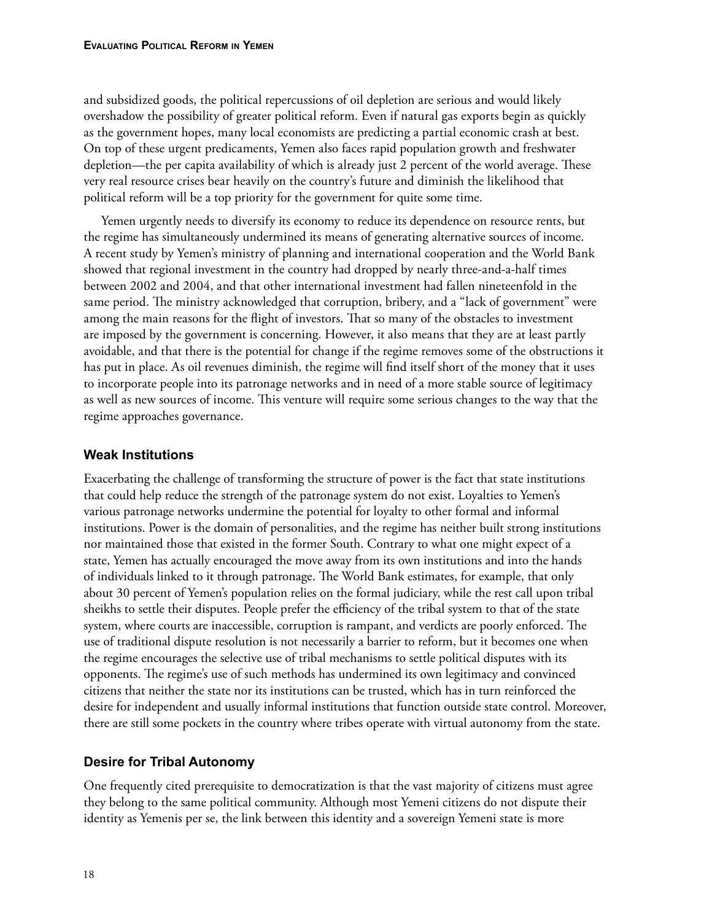and subsidized goods, the political repercussions of oil depletion are serious and would likely overshadow the possibility of greater political reform. Even if natural gas exports begin as quickly as the government hopes, many local economists are predicting a partial economic crash at best. On top of these urgent predicaments, Yemen also faces rapid population growth and freshwater depletion—the per capita availability of which is already just 2 percent of the world average. These very real resource crises bear heavily on the country's future and diminish the likelihood that political reform will be a top priority for the government for quite some time.

Yemen urgently needs to diversify its economy to reduce its dependence on resource rents, but the regime has simultaneously undermined its means of generating alternative sources of income. A recent study by Yemen's ministry of planning and international cooperation and the World Bank showed that regional investment in the country had dropped by nearly three-and-a-half times between 2002 and 2004, and that other international investment had fallen nineteenfold in the same period. The ministry acknowledged that corruption, bribery, and a "lack of government" were among the main reasons for the flight of investors. That so many of the obstacles to investment are imposed by the government is concerning. However, it also means that they are at least partly avoidable, and that there is the potential for change if the regime removes some of the obstructions it has put in place. As oil revenues diminish, the regime will find itself short of the money that it uses to incorporate people into its patronage networks and in need of a more stable source of legitimacy as well as new sources of income. This venture will require some serious changes to the way that the regime approaches governance.

### Weak Institutions

Exacerbating the challenge of transforming the structure of power is the fact that state institutions that could help reduce the strength of the patronage system do not exist. Loyalties to Yemen's various patronage networks undermine the potential for loyalty to other formal and informal institutions. Power is the domain of personalities, and the regime has neither built strong institutions nor maintained those that existed in the former South. Contrary to what one might expect of a state, Yemen has actually encouraged the move away from its own institutions and into the hands of individuals linked to it through patronage. The World Bank estimates, for example, that only about 30 percent of Yemen's population relies on the formal judiciary, while the rest call upon tribal sheikhs to settle their disputes. People prefer the efficiency of the tribal system to that of the state system, where courts are inaccessible, corruption is rampant, and verdicts are poorly enforced. The use of traditional dispute resolution is not necessarily a barrier to reform, but it becomes one when the regime encourages the selective use of tribal mechanisms to settle political disputes with its opponents. The regime's use of such methods has undermined its own legitimacy and convinced citizens that neither the state nor its institutions can be trusted, which has in turn reinforced the desire for independent and usually informal institutions that function outside state control. Moreover, there are still some pockets in the country where tribes operate with virtual autonomy from the state.

### Desire for Tribal Autonomy

One frequently cited prerequisite to democratization is that the vast majority of citizens must agree they belong to the same political community. Although most Yemeni citizens do not dispute their identity as Yemenis per se, the link between this identity and a sovereign Yemeni state is more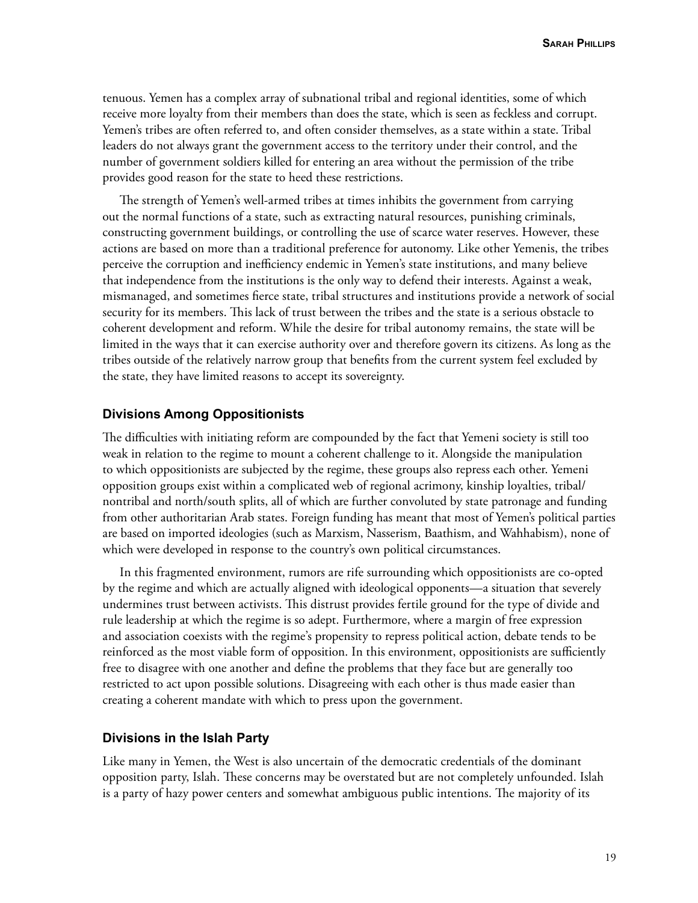tenuous. Yemen has a complex array of subnational tribal and regional identities, some of which receive more loyalty from their members than does the state, which is seen as feckless and corrupt. Yemen's tribes are often referred to, and often consider themselves, as a state within a state. Tribal leaders do not always grant the government access to the territory under their control, and the number of government soldiers killed for entering an area without the permission of the tribe provides good reason for the state to heed these restrictions.

The strength of Yemen's well-armed tribes at times inhibits the government from carrying out the normal functions of a state, such as extracting natural resources, punishing criminals, constructing government buildings, or controlling the use of scarce water reserves. However, these actions are based on more than a traditional preference for autonomy. Like other Yemenis, the tribes perceive the corruption and inefficiency endemic in Yemen's state institutions, and many believe that independence from the institutions is the only way to defend their interests. Against a weak, mismanaged, and sometimes fierce state, tribal structures and institutions provide a network of social security for its members. This lack of trust between the tribes and the state is a serious obstacle to coherent development and reform. While the desire for tribal autonomy remains, the state will be limited in the ways that it can exercise authority over and therefore govern its citizens. As long as the tribes outside of the relatively narrow group that benefits from the current system feel excluded by the state, they have limited reasons to accept its sovereignty.

### Divisions Among Oppositionists

The difficulties with initiating reform are compounded by the fact that Yemeni society is still too weak in relation to the regime to mount a coherent challenge to it. Alongside the manipulation to which oppositionists are subjected by the regime, these groups also repress each other. Yemeni opposition groups exist within a complicated web of regional acrimony, kinship loyalties, tribal/nontribal and north/south splits, all of which are further convoluted by state patronage and funding from other authoritarian Arab states. Foreign funding has meant that most of Yemen's political parties are based on imported ideologies (such as Marxism, Nasserism, Baathism, and Wahhabism), none of which were developed in response to the country's own political circumstances.

In this fragmented environment, rumors are rife surrounding which oppositionists are co-opted by the regime and which are actually aligned with ideological opponents—a situation that severely undermines trust between activists. This distrust provides fertile ground for the type of divide and rule leadership at which the regime is so adept. Furthermore, where a margin of free expression and association coexists with the regime's propensity to repress political action, debate tends to be reinforced as the most viable form of opposition. In this environment, oppositionists are sufficiently free to disagree with one another and define the problems that they face but are generally too restricted to act upon possible solutions. Disagreeing with each other is thus made easier than creating a coherent mandate with which to press upon the government.

### Divisions in the Islah Party

Like many in Yemen, the West is also uncertain of the democratic credentials of the dominant opposition party, Islah. These concerns may be overstated but are not completely unfounded. Islah is a party of hazy power centers and somewhat ambiguous public intentions. The majority of its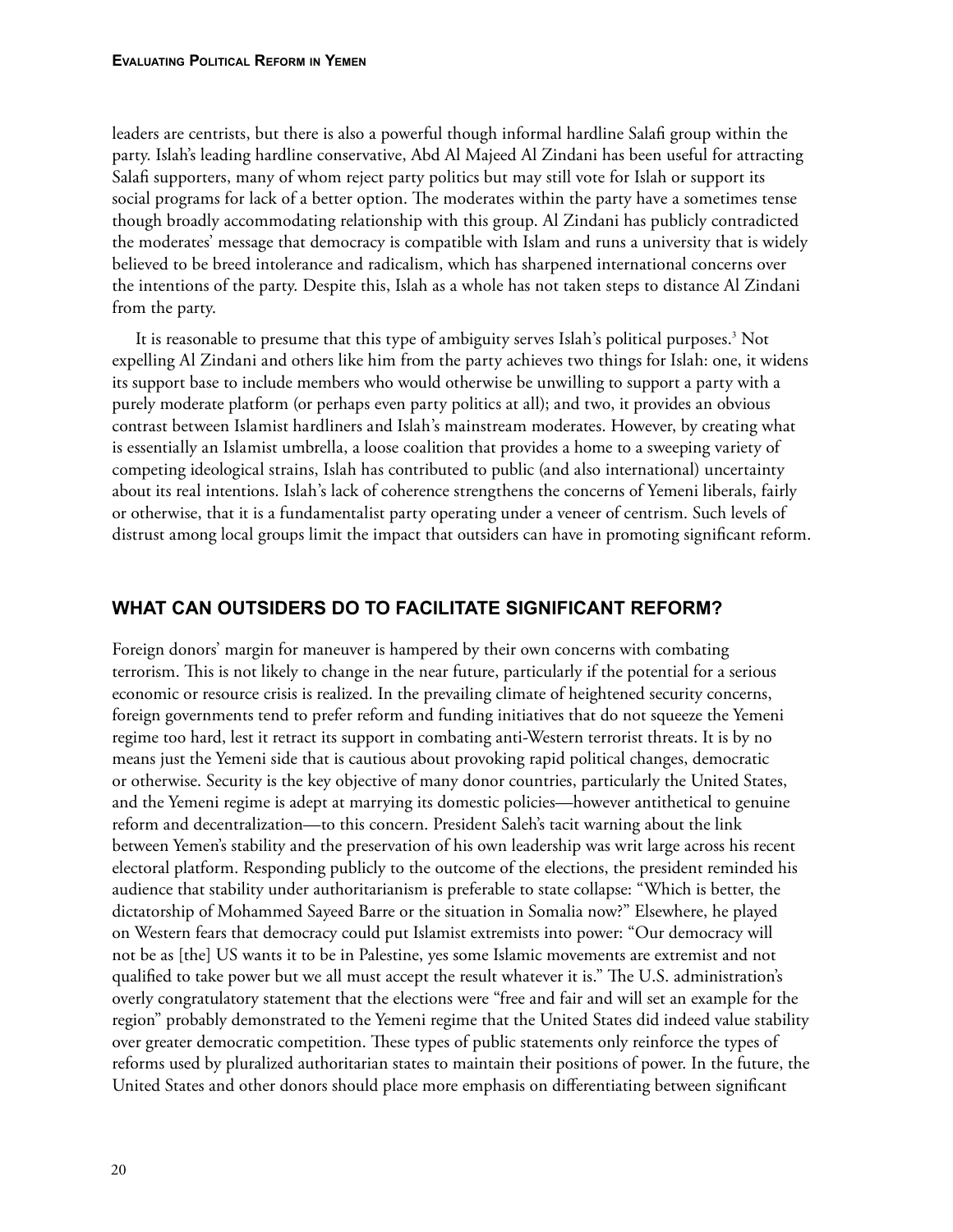leaders are centrists, but there is also a powerful though informal hardline Salafi group within the party. Islah's leading hardline conservative, Abd Al Majeed Al Zindani has been useful for attracting Salafi supporters, many of whom reject party politics but may still vote for Islah or support its social programs for lack of a better option. The moderates within the party have a sometimes tense though broadly accommodating relationship with this group. Al Zindani has publicly contradicted the moderates' message that democracy is compatible with Islam and runs a university that is widely believed to be breed intolerance and radicalism, which has sharpened international concerns over the intentions of the party. Despite this, Islah as a whole has not taken steps to distance Al Zindani from the party.

It is reasonable to presume that this type of ambiguity serves Islah's political purposes.[3] Not expelling Al Zindani and others like him from the party achieves two things for Islah: one, it widens its support base to include members who would otherwise be unwilling to support a party with a purely moderate platform (or perhaps even party politics at all); and two, it provides an obvious contrast between Islamist hardliners and Islah's mainstream moderates. However, by creating what is essentially an Islamist umbrella, a loose coalition that provides a home to a sweeping variety of competing ideological strains, Islah has contributed to public (and also international) uncertainty about its real intentions. Islah's lack of coherence strengthens the concerns of Yemeni liberals, fairly or otherwise, that it is a fundamentalist party operating under a veneer of centrism. Such levels of distrust among local groups limit the impact that outsiders can have in promoting significant reform.

## WHAT CAN OUTSIDERS DO TO FACILITATE SIGNIFICANT REFORM?

Foreign donors' margin for maneuver is hampered by their own concerns with combating terrorism. This is not likely to change in the near future, particularly if the potential for a serious economic or resource crisis is realized. In the prevailing climate of heightened security concerns, foreign governments tend to prefer reform and funding initiatives that do not squeeze the Yemeni regime too hard, lest it retract its support in combating anti-Western terrorist threats. It is by no means just the Yemeni side that is cautious about provoking rapid political changes, democratic or otherwise. Security is the key objective of many donor countries, particularly the United States, and the Yemeni regime is adept at marrying its domestic policies—however antithetical to genuine reform and decentralization—to this concern. President Saleh's tacit warning about the link between Yemen's stability and the preservation of his own leadership was writ large across his recent electoral platform. Responding publicly to the outcome of the elections, the president reminded his audience that stability under authoritarianism is preferable to state collapse: "Which is better, the dictatorship of Mohammed Sayeed Barre or the situation in Somalia now?" Elsewhere, he played on Western fears that democracy could put Islamist extremists into power: "Our democracy will not be as [the] US wants it to be in Palestine, yes some Islamic movements are extremist and not qualified to take power but we all must accept the result whatever it is." The U.S. administration's overly congratulatory statement that the elections were "free and fair and will set an example for the region" probably demonstrated to the Yemeni regime that the United States did indeed value stability over greater democratic competition. These types of public statements only reinforce the types of reforms used by pluralized authoritarian states to maintain their positions of power. In the future, the United States and other donors should place more emphasis on differentiating between significant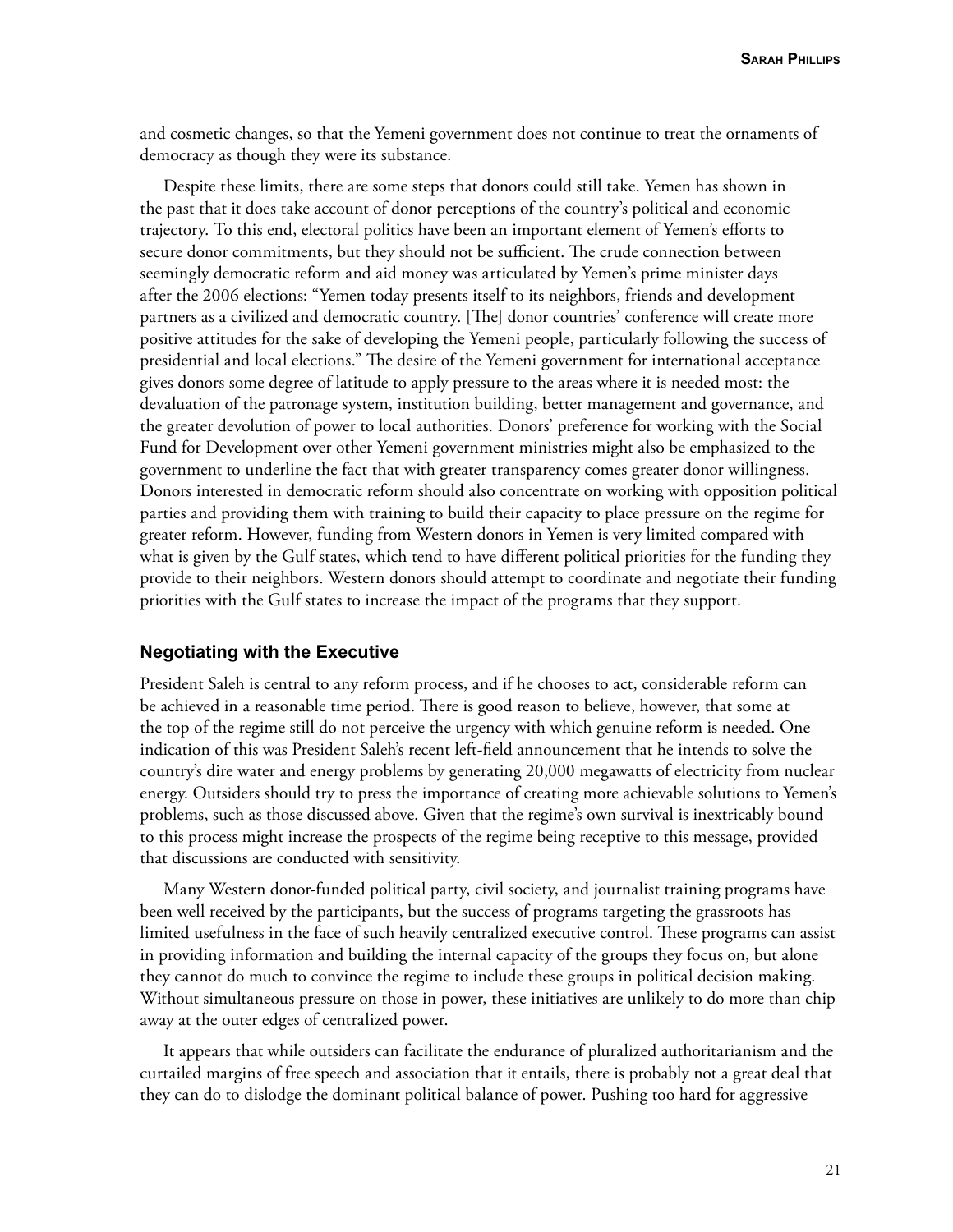and cosmetic changes, so that the Yemeni government does not continue to treat the ornaments of democracy as though they were its substance.

Despite these limits, there are some steps that donors could still take. Yemen has shown in the past that it does take account of donor perceptions of the country's political and economic trajectory. To this end, electoral politics have been an important element of Yemen's efforts to secure donor commitments, but they should not be sufficient. The crude connection between seemingly democratic reform and aid money was articulated by Yemen's prime minister days after the 2006 elections: "Yemen today presents itself to its neighbors, friends and development partners as a civilized and democratic country. [The] donor countries' conference will create more positive attitudes for the sake of developing the Yemeni people, particularly following the success of presidential and local elections." The desire of the Yemeni government for international acceptance gives donors some degree of latitude to apply pressure to the areas where it is needed most: the devaluation of the patronage system, institution building, better management and governance, and the greater devolution of power to local authorities. Donors' preference for working with the Social Fund for Development over other Yemeni government ministries might also be emphasized to the government to underline the fact that with greater transparency comes greater donor willingness. Donors interested in democratic reform should also concentrate on working with opposition political parties and providing them with training to build their capacity to place pressure on the regime for greater reform. However, funding from Western donors in Yemen is very limited compared with what is given by the Gulf states, which tend to have different political priorities for the funding they provide to their neighbors. Western donors should attempt to coordinate and negotiate their funding priorities with the Gulf states to increase the impact of the programs that they support.

### Negotiating with the Executive

President Saleh is central to any reform process, and if he chooses to act, considerable reform can be achieved in a reasonable time period. There is good reason to believe, however, that some at the top of the regime still do not perceive the urgency with which genuine reform is needed. One indication of this was President Saleh's recent left-field announcement that he intends to solve the country's dire water and energy problems by generating 20,000 megawatts of electricity from nuclear energy. Outsiders should try to press the importance of creating more achievable solutions to Yemen's problems, such as those discussed above. Given that the regime's own survival is inextricably bound to this process might increase the prospects of the regime being receptive to this message, provided that discussions are conducted with sensitivity.

Many Western donor-funded political party, civil society, and journalist training programs have been well received by the participants, but the success of programs targeting the grassroots has limited usefulness in the face of such heavily centralized executive control. These programs can assist in providing information and building the internal capacity of the groups they focus on, but alone they cannot do much to convince the regime to include these groups in political decision making. Without simultaneous pressure on those in power, these initiatives are unlikely to do more than chip away at the outer edges of centralized power.

It appears that while outsiders can facilitate the endurance of pluralized authoritarianism and the curtailed margins of free speech and association that it entails, there is probably not a great deal that they can do to dislodge the dominant political balance of power. Pushing too hard for aggressive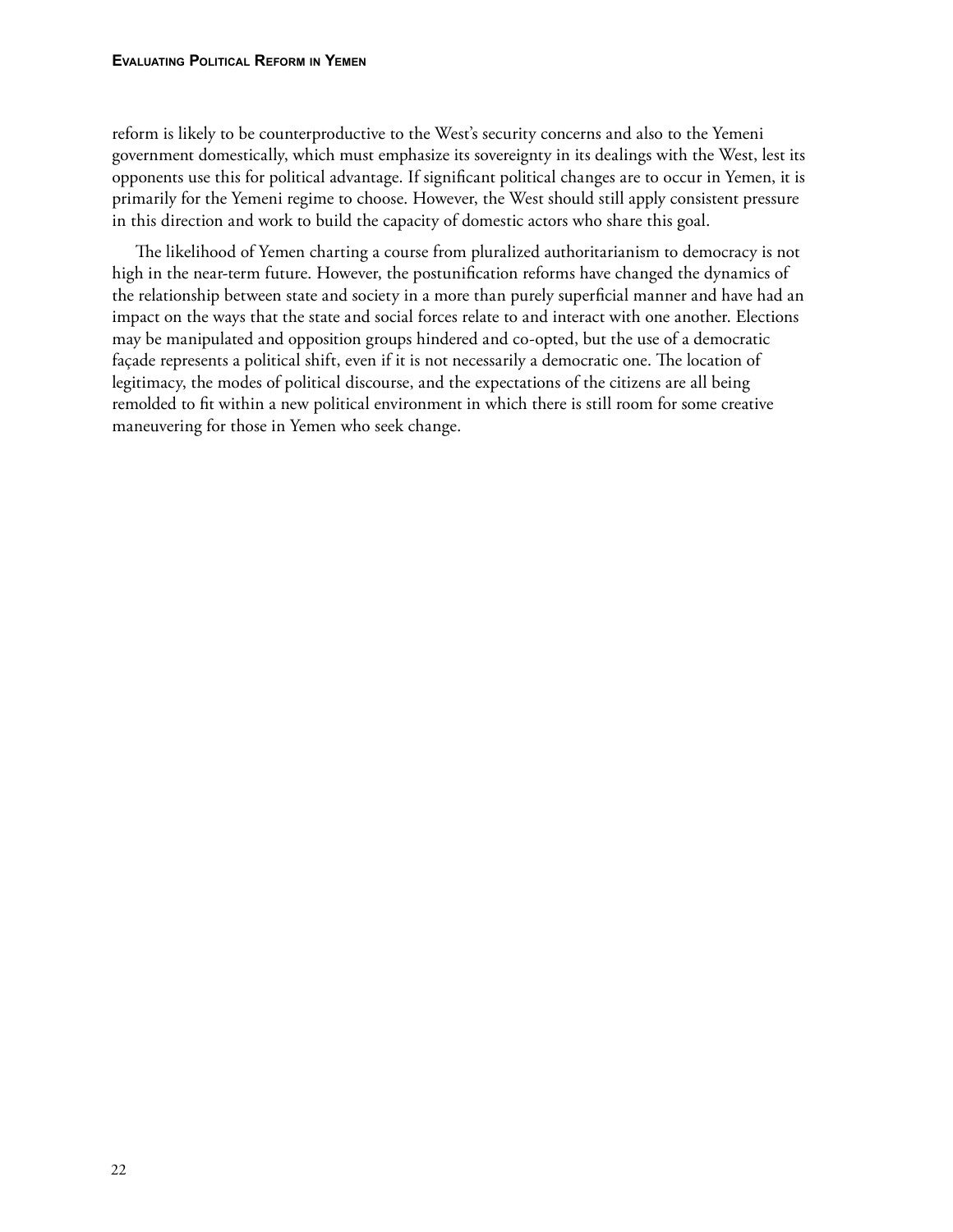reform is likely to be counterproductive to the West's security concerns and also to the Yemeni government domestically, which must emphasize its sovereignty in its dealings with the West, lest its opponents use this for political advantage. If significant political changes are to occur in Yemen, it is primarily for the Yemeni regime to choose. However, the West should still apply consistent pressure in this direction and work to build the capacity of domestic actors who share this goal.

The likelihood of Yemen charting a course from pluralized authoritarianism to democracy is not high in the near-term future. However, the postunification reforms have changed the dynamics of the relationship between state and society in a more than purely superficial manner and have had an impact on the ways that the state and social forces relate to and interact with one another. Elections may be manipulated and opposition groups hindered and co-opted, but the use of a democratic façade represents a political shift, even if it is not necessarily a democratic one. The location of legitimacy, the modes of political discourse, and the expectations of the citizens are all being remolded to fit within a new political environment in which there is still room for some creative maneuvering for those in Yemen who seek change.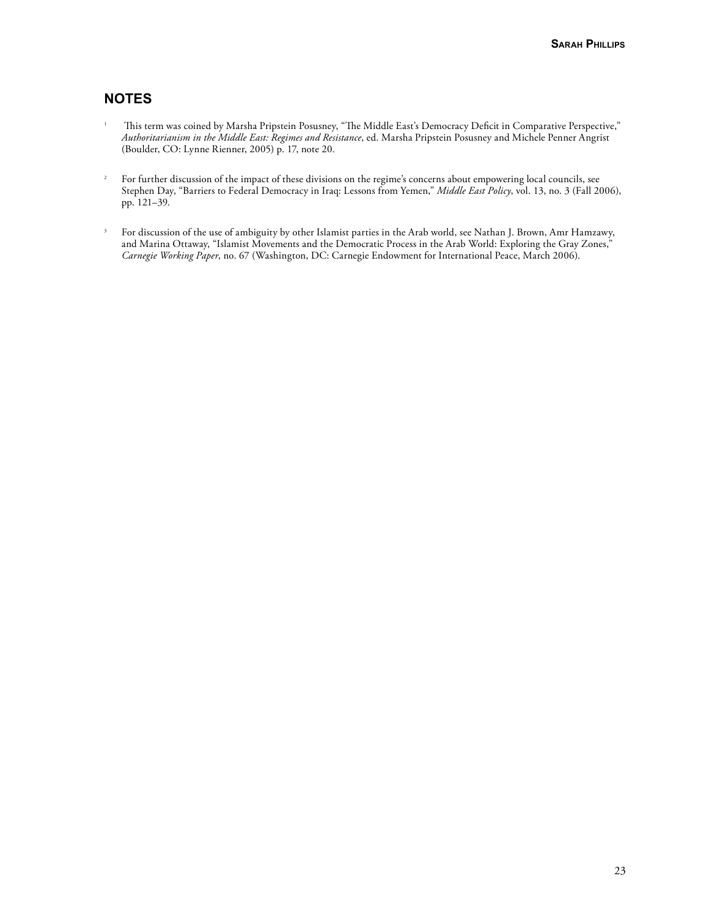## NOTES

[1] This term was coined by Marsha Pripstein Posusney, "The Middle East's Democracy Deficit in Comparative Perspective," *Authoritarianism in the Middle East: Regimes and Resistance*, ed. Marsha Pripstein Posusney and Michele Penner Angrist (Boulder, CO: Lynne Rienner, 2005) p. 17, note 20.

[2] For further discussion of the impact of these divisions on the regime's concerns about empowering local councils, see Stephen Day, "Barriers to Federal Democracy in Iraq: Lessons from Yemen," *Middle East Policy*, vol. 13, no. 3 (Fall 2006), pp. 121–39.

[3] For discussion of the use of ambiguity by other Islamist parties in the Arab world, see Nathan J. Brown, Amr Hamzawy, and Marina Ottaway, "Islamist Movements and the Democratic Process in the Arab World: Exploring the Gray Zones," *Carnegie Working Paper*, no. 67 (Washington, DC: Carnegie Endowment for International Peace, March 2006).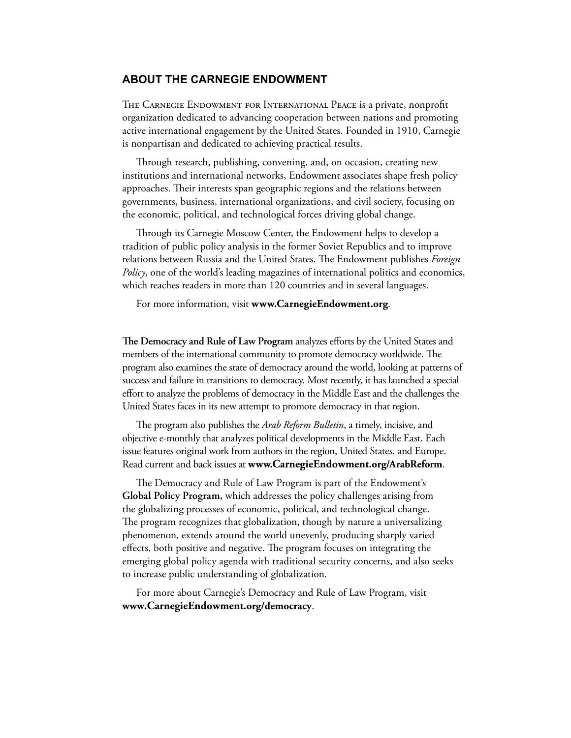## ABOUT THE CARNEGIE ENDOWMENT

The Carnegie Endowment for International Peace is a private, nonprofit organization dedicated to advancing cooperation between nations and promoting active international engagement by the United States. Founded in 1910, Carnegie is nonpartisan and dedicated to achieving practical results.

Through research, publishing, convening, and, on occasion, creating new institutions and international networks, Endowment associates shape fresh policy approaches. Their interests span geographic regions and the relations between governments, business, international organizations, and civil society, focusing on the economic, political, and technological forces driving global change.

Through its Carnegie Moscow Center, the Endowment helps to develop a tradition of public policy analysis in the former Soviet Republics and to improve relations between Russia and the United States. The Endowment publishes *Foreign Policy*, one of the world's leading magazines of international politics and economics, which reaches readers in more than 120 countries and in several languages.

For more information, visit **www.CarnegieEndowment.org**.

**The Democracy and Rule of Law Program** analyzes efforts by the United States and members of the international community to promote democracy worldwide. The program also examines the state of democracy around the world, looking at patterns of success and failure in transitions to democracy. Most recently, it has launched a special effort to analyze the problems of democracy in the Middle East and the challenges the United States faces in its new attempt to promote democracy in that region.

The program also publishes the *Arab Reform Bulletin*, a timely, incisive, and objective e-monthly that analyzes political developments in the Middle East. Each issue features original work from authors in the region, United States, and Europe. Read current and back issues at **www.CarnegieEndowment.org/ArabReform**.

The Democracy and Rule of Law Program is part of the Endowment's **Global Policy Program,** which addresses the policy challenges arising from the globalizing processes of economic, political, and technological change. The program recognizes that globalization, though by nature a universalizing phenomenon, extends around the world unevenly, producing sharply varied effects, both positive and negative. The program focuses on integrating the emerging global policy agenda with traditional security concerns, and also seeks to increase public understanding of globalization.

For more about Carnegie's Democracy and Rule of Law Program, visit **www.CarnegieEndowment.org/democracy**.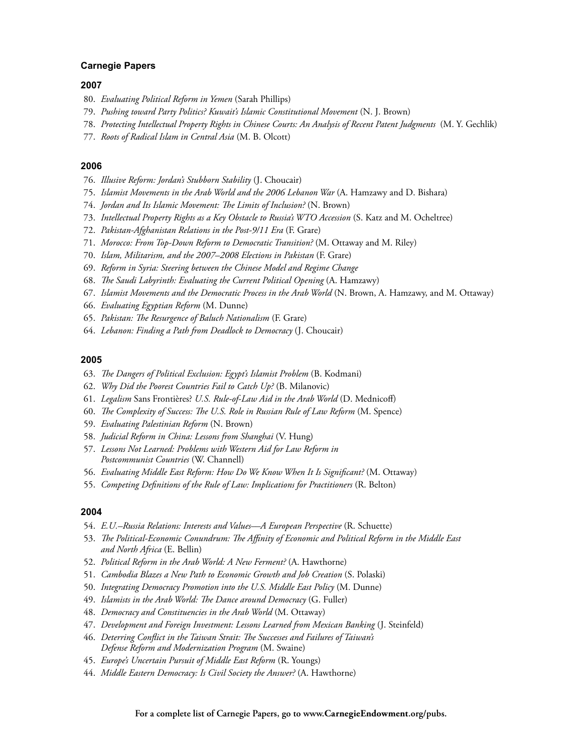## Carnegie Papers

### 2007

80. *Evaluating Political Reform in Yemen* (Sarah Phillips)
79. *Pushing toward Party Politics? Kuwait's Islamic Constitutional Movement* (N. J. Brown)
78. *Protecting Intellectual Property Rights in Chinese Courts: An Analysis of Recent Patent Judgments* (M. Y. Gechlik)
77. *Roots of Radical Islam in Central Asia* (M. B. Olcott)

### 2006

76. *Illusive Reform: Jordan's Stubborn Stability* (J. Choucair)
75. *Islamist Movements in the Arab World and the 2006 Lebanon War* (A. Hamzawy and D. Bishara)
74. *Jordan and Its Islamic Movement: The Limits of Inclusion?* (N. Brown)
73. *Intellectual Property Rights as a Key Obstacle to Russia's WTO Accession* (S. Katz and M. Ocheltree)
72. *Pakistan-Afghanistan Relations in the Post-9/11 Era* (F. Grare)
71. *Morocco: From Top-Down Reform to Democratic Transition?* (M. Ottaway and M. Riley)
70. *Islam, Militarism, and the 2007–2008 Elections in Pakistan* (F. Grare)
69. *Reform in Syria: Steering between the Chinese Model and Regime Change*
68. *The Saudi Labyrinth: Evaluating the Current Political Opening* (A. Hamzawy)
67. *Islamist Movements and the Democratic Process in the Arab World* (N. Brown, A. Hamzawy, and M. Ottaway)
66. *Evaluating Egyptian Reform* (M. Dunne)
65. *Pakistan: The Resurgence of Baluch Nationalism* (F. Grare)
64. *Lebanon: Finding a Path from Deadlock to Democracy* (J. Choucair)

### 2005

63. *The Dangers of Political Exclusion: Egypt's Islamist Problem* (B. Kodmani)
62. *Why Did the Poorest Countries Fail to Catch Up?* (B. Milanovic)
61. *Legalism* Sans Frontières? *U.S. Rule-of-Law Aid in the Arab World* (D. Mednicoff)
60. *The Complexity of Success: The U.S. Role in Russian Rule of Law Reform* (M. Spence)
59. *Evaluating Palestinian Reform* (N. Brown)
58. *Judicial Reform in China: Lessons from Shanghai* (V. Hung)
57. *Lessons Not Learned: Problems with Western Aid for Law Reform in Postcommunist Countries* (W. Channell)
56. *Evaluating Middle East Reform: How Do We Know When It Is Significant?* (M. Ottaway)
55. *Competing Definitions of the Rule of Law: Implications for Practitioners* (R. Belton)

### 2004

54. *E.U.–Russia Relations: Interests and Values—A European Perspective* (R. Schuette)
53. *The Political-Economic Conundrum: The Affinity of Economic and Political Reform in the Middle East and North Africa* (E. Bellin)
52. *Political Reform in the Arab World: A New Ferment?* (A. Hawthorne)
51. *Cambodia Blazes a New Path to Economic Growth and Job Creation* (S. Polaski)
50. *Integrating Democracy Promotion into the U.S. Middle East Policy* (M. Dunne)
49. *Islamists in the Arab World: The Dance around Democracy* (G. Fuller)
48. *Democracy and Constituencies in the Arab World* (M. Ottaway)
47. *Development and Foreign Investment: Lessons Learned from Mexican Banking* (J. Steinfeld)
46. *Deterring Conflict in the Taiwan Strait: The Successes and Failures of Taiwan's Defense Reform and Modernization Program* (M. Swaine)
45. *Europe's Uncertain Pursuit of Middle East Reform* (R. Youngs)
44. *Middle Eastern Democracy: Is Civil Society the Answer?* (A. Hawthorne)

**For a complete list of Carnegie Papers, go to www.CarnegieEndowment.org/pubs.**